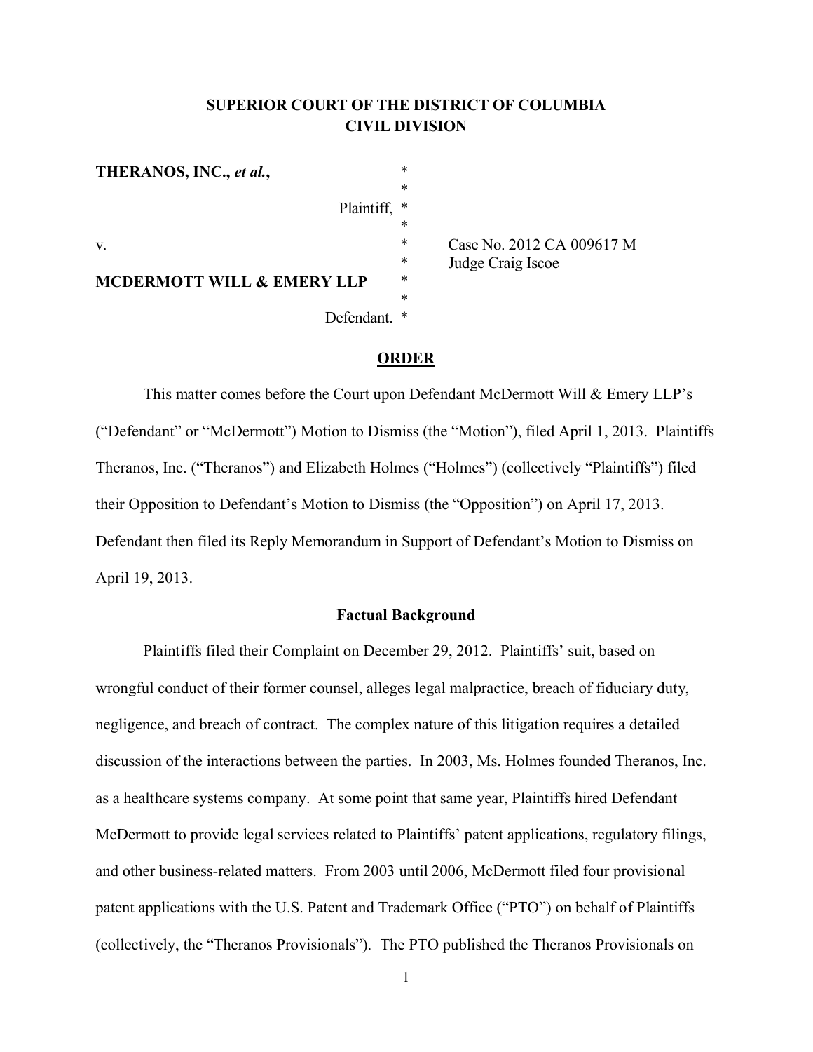**SUPERIOR COURT OF THE DISTRICT OF COLUMBIA**
**CIVIL DIVISION**

| | | |
|---|---|---|
| **THERANOS, INC.,** ***et al.*****,** | * | |
| | * | |
| Plaintiff, | * | |
| | * | |
| v. | * | Case No. 2012 CA 009617 M |
| | * | Judge Craig Iscoe |
| **MCDERMOTT WILL & EMERY LLP** | * | |
| | * | |
| Defendant. | * | |

**ORDER**

This matter comes before the Court upon Defendant McDermott Will & Emery LLP's ("Defendant" or "McDermott") Motion to Dismiss (the "Motion"), filed April 1, 2013. Plaintiffs Theranos, Inc. ("Theranos") and Elizabeth Holmes ("Holmes") (collectively "Plaintiffs") filed their Opposition to Defendant's Motion to Dismiss (the "Opposition") on April 17, 2013. Defendant then filed its Reply Memorandum in Support of Defendant's Motion to Dismiss on April 19, 2013.

**Factual Background**

Plaintiffs filed their Complaint on December 29, 2012. Plaintiffs' suit, based on wrongful conduct of their former counsel, alleges legal malpractice, breach of fiduciary duty, negligence, and breach of contract. The complex nature of this litigation requires a detailed discussion of the interactions between the parties. In 2003, Ms. Holmes founded Theranos, Inc. as a healthcare systems company. At some point that same year, Plaintiffs hired Defendant McDermott to provide legal services related to Plaintiffs' patent applications, regulatory filings, and other business-related matters. From 2003 until 2006, McDermott filed four provisional patent applications with the U.S. Patent and Trademark Office ("PTO") on behalf of Plaintiffs (collectively, the "Theranos Provisionals"). The PTO published the Theranos Provisionals on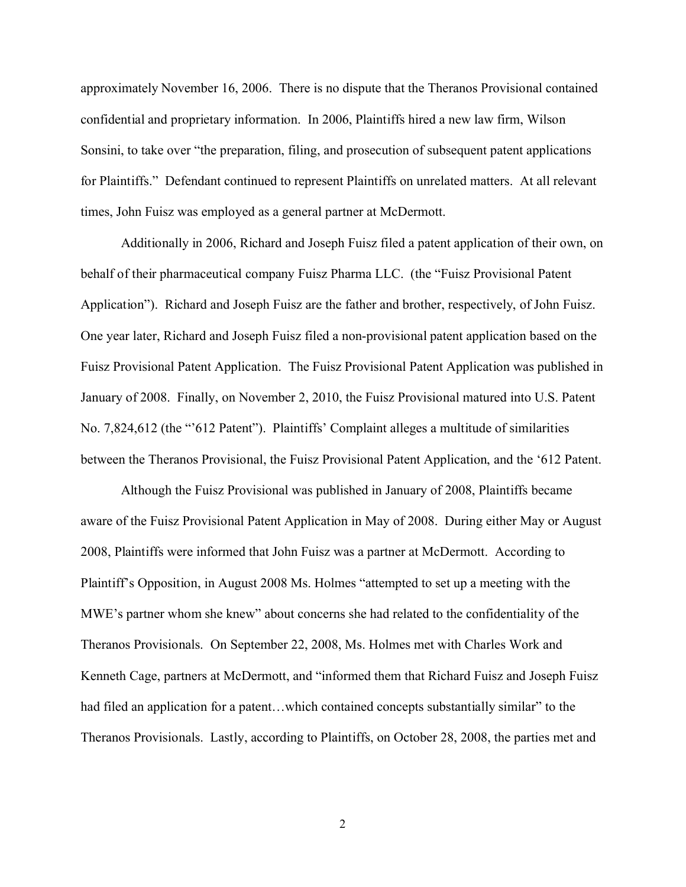approximately November 16, 2006. There is no dispute that the Theranos Provisional contained confidential and proprietary information. In 2006, Plaintiffs hired a new law firm, Wilson Sonsini, to take over "the preparation, filing, and prosecution of subsequent patent applications for Plaintiffs." Defendant continued to represent Plaintiffs on unrelated matters. At all relevant times, John Fuisz was employed as a general partner at McDermott.

Additionally in 2006, Richard and Joseph Fuisz filed a patent application of their own, on behalf of their pharmaceutical company Fuisz Pharma LLC. (the "Fuisz Provisional Patent Application"). Richard and Joseph Fuisz are the father and brother, respectively, of John Fuisz. One year later, Richard and Joseph Fuisz filed a non-provisional patent application based on the Fuisz Provisional Patent Application. The Fuisz Provisional Patent Application was published in January of 2008. Finally, on November 2, 2010, the Fuisz Provisional matured into U.S. Patent No. 7,824,612 (the "'612 Patent"). Plaintiffs' Complaint alleges a multitude of similarities between the Theranos Provisional, the Fuisz Provisional Patent Application, and the '612 Patent.

Although the Fuisz Provisional was published in January of 2008, Plaintiffs became aware of the Fuisz Provisional Patent Application in May of 2008. During either May or August 2008, Plaintiffs were informed that John Fuisz was a partner at McDermott. According to Plaintiff's Opposition, in August 2008 Ms. Holmes "attempted to set up a meeting with the MWE's partner whom she knew" about concerns she had related to the confidentiality of the Theranos Provisionals. On September 22, 2008, Ms. Holmes met with Charles Work and Kenneth Cage, partners at McDermott, and "informed them that Richard Fuisz and Joseph Fuisz had filed an application for a patent…which contained concepts substantially similar" to the Theranos Provisionals. Lastly, according to Plaintiffs, on October 28, 2008, the parties met and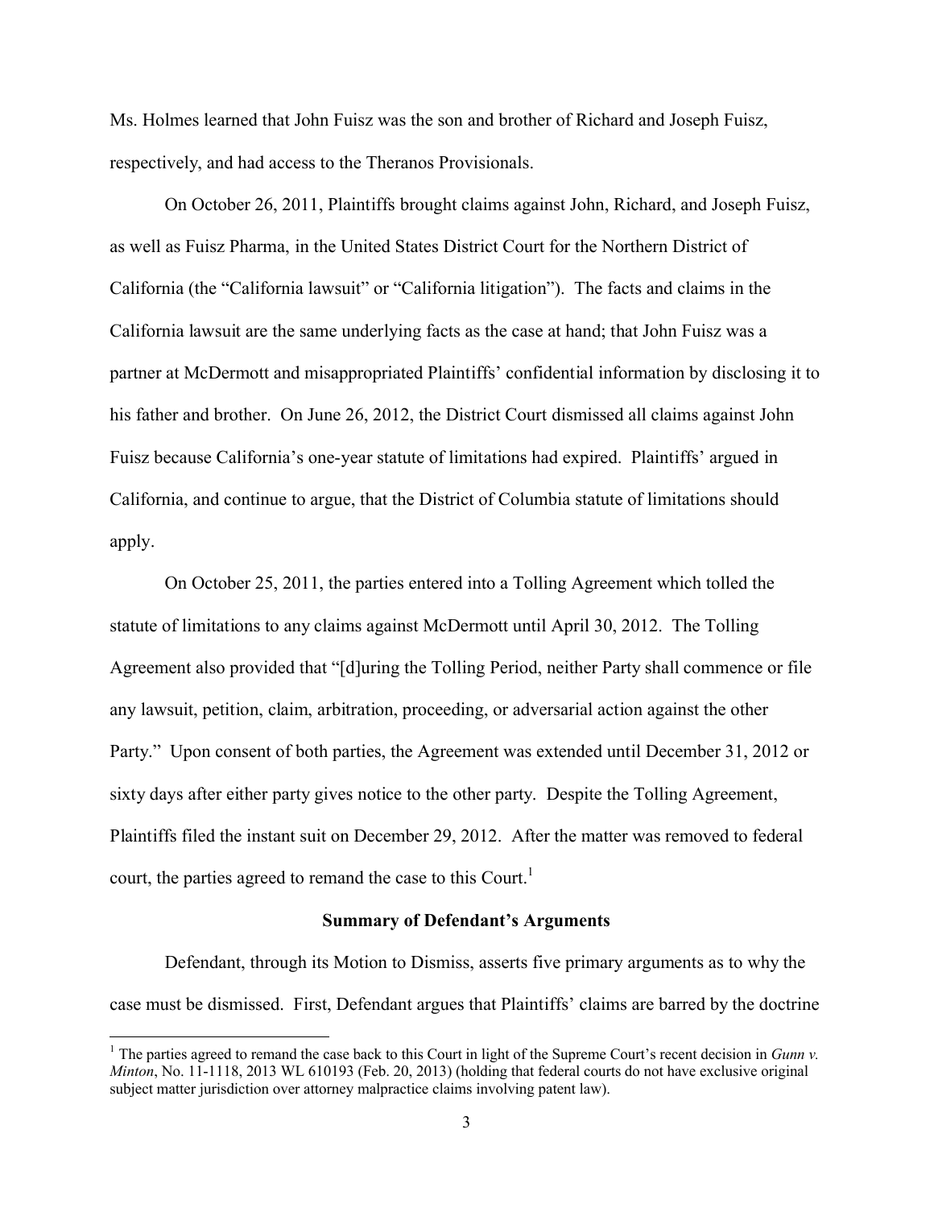Ms. Holmes learned that John Fuisz was the son and brother of Richard and Joseph Fuisz, respectively, and had access to the Theranos Provisionals.

On October 26, 2011, Plaintiffs brought claims against John, Richard, and Joseph Fuisz, as well as Fuisz Pharma, in the United States District Court for the Northern District of California (the "California lawsuit" or "California litigation"). The facts and claims in the California lawsuit are the same underlying facts as the case at hand; that John Fuisz was a partner at McDermott and misappropriated Plaintiffs' confidential information by disclosing it to his father and brother. On June 26, 2012, the District Court dismissed all claims against John Fuisz because California's one-year statute of limitations had expired. Plaintiffs' argued in California, and continue to argue, that the District of Columbia statute of limitations should apply.

On October 25, 2011, the parties entered into a Tolling Agreement which tolled the statute of limitations to any claims against McDermott until April 30, 2012. The Tolling Agreement also provided that "[d]uring the Tolling Period, neither Party shall commence or file any lawsuit, petition, claim, arbitration, proceeding, or adversarial action against the other Party." Upon consent of both parties, the Agreement was extended until December 31, 2012 or sixty days after either party gives notice to the other party. Despite the Tolling Agreement, Plaintiffs filed the instant suit on December 29, 2012. After the matter was removed to federal court, the parties agreed to remand the case to this Court.[1]

**Summary of Defendant's Arguments**

Defendant, through its Motion to Dismiss, asserts five primary arguments as to why the case must be dismissed. First, Defendant argues that Plaintiffs' claims are barred by the doctrine

[1] The parties agreed to remand the case back to this Court in light of the Supreme Court's recent decision in *Gunn v. Minton*, No. 11-1118, 2013 WL 610193 (Feb. 20, 2013) (holding that federal courts do not have exclusive original subject matter jurisdiction over attorney malpractice claims involving patent law).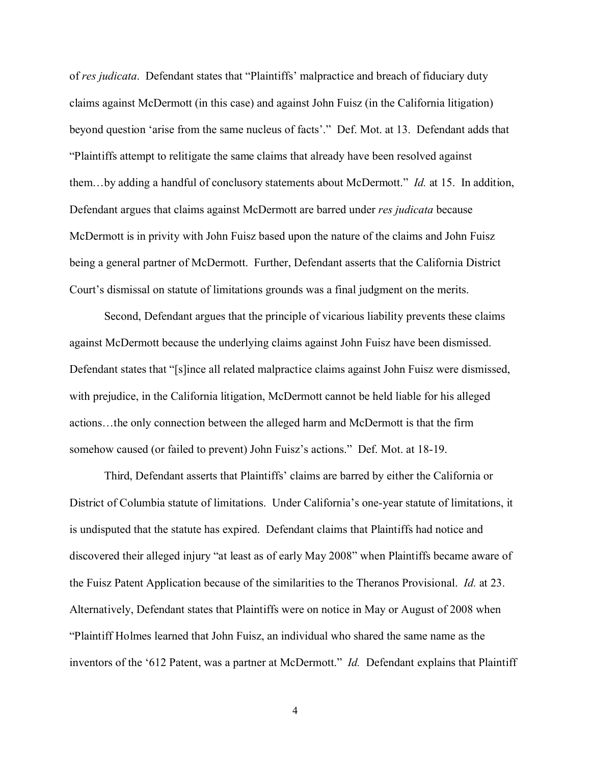of *res judicata*. Defendant states that "Plaintiffs' malpractice and breach of fiduciary duty claims against McDermott (in this case) and against John Fuisz (in the California litigation) beyond question 'arise from the same nucleus of facts'." Def. Mot. at 13. Defendant adds that "Plaintiffs attempt to relitigate the same claims that already have been resolved against them…by adding a handful of conclusory statements about McDermott." *Id.* at 15. In addition, Defendant argues that claims against McDermott are barred under *res judicata* because McDermott is in privity with John Fuisz based upon the nature of the claims and John Fuisz being a general partner of McDermott. Further, Defendant asserts that the California District Court's dismissal on statute of limitations grounds was a final judgment on the merits.

Second, Defendant argues that the principle of vicarious liability prevents these claims against McDermott because the underlying claims against John Fuisz have been dismissed. Defendant states that "[s]ince all related malpractice claims against John Fuisz were dismissed, with prejudice, in the California litigation, McDermott cannot be held liable for his alleged actions…the only connection between the alleged harm and McDermott is that the firm somehow caused (or failed to prevent) John Fuisz's actions." Def. Mot. at 18-19.

Third, Defendant asserts that Plaintiffs' claims are barred by either the California or District of Columbia statute of limitations. Under California's one-year statute of limitations, it is undisputed that the statute has expired. Defendant claims that Plaintiffs had notice and discovered their alleged injury "at least as of early May 2008" when Plaintiffs became aware of the Fuisz Patent Application because of the similarities to the Theranos Provisional. *Id.* at 23. Alternatively, Defendant states that Plaintiffs were on notice in May or August of 2008 when "Plaintiff Holmes learned that John Fuisz, an individual who shared the same name as the inventors of the '612 Patent, was a partner at McDermott." *Id.* Defendant explains that Plaintiff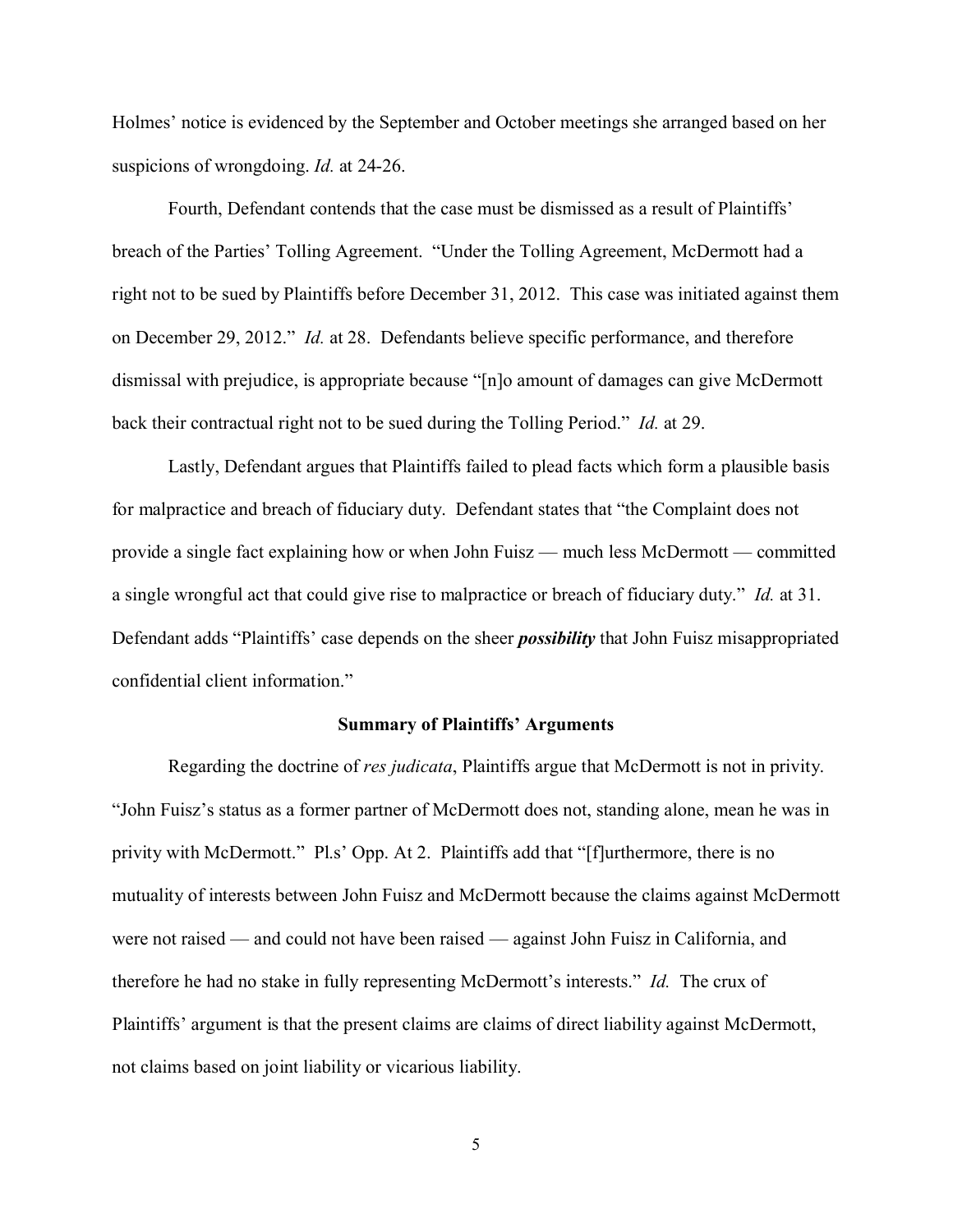Holmes' notice is evidenced by the September and October meetings she arranged based on her suspicions of wrongdoing. *Id.* at 24-26.

Fourth, Defendant contends that the case must be dismissed as a result of Plaintiffs' breach of the Parties' Tolling Agreement. "Under the Tolling Agreement, McDermott had a right not to be sued by Plaintiffs before December 31, 2012. This case was initiated against them on December 29, 2012." *Id.* at 28. Defendants believe specific performance, and therefore dismissal with prejudice, is appropriate because "[n]o amount of damages can give McDermott back their contractual right not to be sued during the Tolling Period." *Id.* at 29.

Lastly, Defendant argues that Plaintiffs failed to plead facts which form a plausible basis for malpractice and breach of fiduciary duty. Defendant states that "the Complaint does not provide a single fact explaining how or when John Fuisz — much less McDermott — committed a single wrongful act that could give rise to malpractice or breach of fiduciary duty." *Id.* at 31. Defendant adds "Plaintiffs' case depends on the sheer ***possibility*** that John Fuisz misappropriated confidential client information."

**Summary of Plaintiffs' Arguments**

Regarding the doctrine of *res judicata*, Plaintiffs argue that McDermott is not in privity. "John Fuisz's status as a former partner of McDermott does not, standing alone, mean he was in privity with McDermott." Pl.s' Opp. At 2. Plaintiffs add that "[f]urthermore, there is no mutuality of interests between John Fuisz and McDermott because the claims against McDermott were not raised — and could not have been raised — against John Fuisz in California, and therefore he had no stake in fully representing McDermott's interests." *Id.* The crux of Plaintiffs' argument is that the present claims are claims of direct liability against McDermott, not claims based on joint liability or vicarious liability.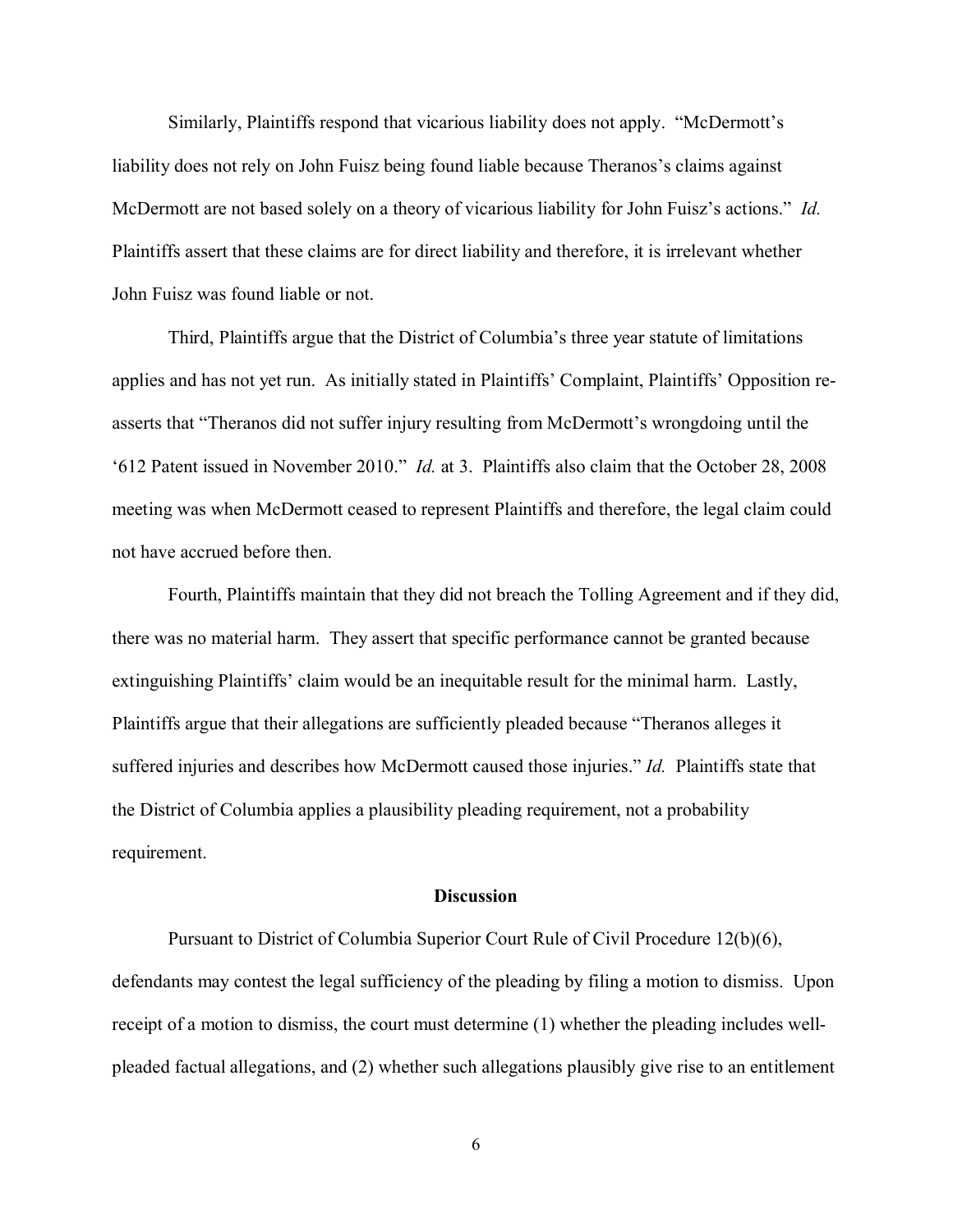Similarly, Plaintiffs respond that vicarious liability does not apply. "McDermott's liability does not rely on John Fuisz being found liable because Theranos's claims against McDermott are not based solely on a theory of vicarious liability for John Fuisz's actions." *Id.* Plaintiffs assert that these claims are for direct liability and therefore, it is irrelevant whether John Fuisz was found liable or not.

Third, Plaintiffs argue that the District of Columbia's three year statute of limitations applies and has not yet run. As initially stated in Plaintiffs' Complaint, Plaintiffs' Opposition re-asserts that "Theranos did not suffer injury resulting from McDermott's wrongdoing until the '612 Patent issued in November 2010." *Id.* at 3. Plaintiffs also claim that the October 28, 2008 meeting was when McDermott ceased to represent Plaintiffs and therefore, the legal claim could not have accrued before then.

Fourth, Plaintiffs maintain that they did not breach the Tolling Agreement and if they did, there was no material harm. They assert that specific performance cannot be granted because extinguishing Plaintiffs' claim would be an inequitable result for the minimal harm. Lastly, Plaintiffs argue that their allegations are sufficiently pleaded because "Theranos alleges it suffered injuries and describes how McDermott caused those injuries." *Id.* Plaintiffs state that the District of Columbia applies a plausibility pleading requirement, not a probability requirement.

## Discussion

Pursuant to District of Columbia Superior Court Rule of Civil Procedure 12(b)(6), defendants may contest the legal sufficiency of the pleading by filing a motion to dismiss. Upon receipt of a motion to dismiss, the court must determine (1) whether the pleading includes well-pleaded factual allegations, and (2) whether such allegations plausibly give rise to an entitlement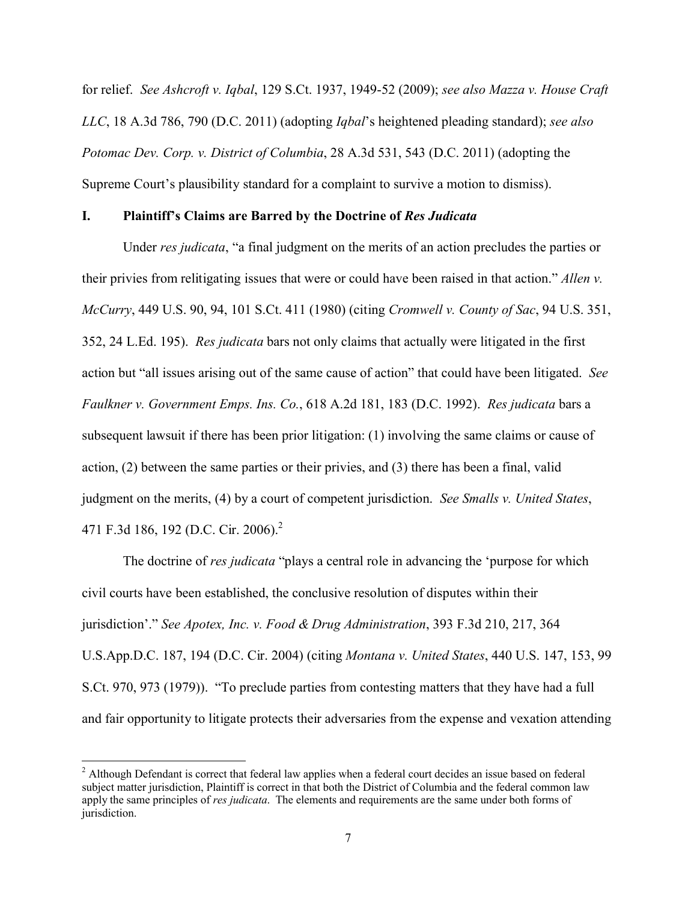for relief. *See Ashcroft v. Iqbal*, 129 S.Ct. 1937, 1949-52 (2009); *see also Mazza v. House Craft LLC*, 18 A.3d 786, 790 (D.C. 2011) (adopting *Iqbal*'s heightened pleading standard); *see also Potomac Dev. Corp. v. District of Columbia*, 28 A.3d 531, 543 (D.C. 2011) (adopting the Supreme Court's plausibility standard for a complaint to survive a motion to dismiss).

## I. Plaintiff's Claims are Barred by the Doctrine of *Res Judicata*

Under *res judicata*, "a final judgment on the merits of an action precludes the parties or their privies from relitigating issues that were or could have been raised in that action." *Allen v. McCurry*, 449 U.S. 90, 94, 101 S.Ct. 411 (1980) (citing *Cromwell v. County of Sac*, 94 U.S. 351, 352, 24 L.Ed. 195). *Res judicata* bars not only claims that actually were litigated in the first action but "all issues arising out of the same cause of action" that could have been litigated. *See Faulkner v. Government Emps. Ins. Co.*, 618 A.2d 181, 183 (D.C. 1992). *Res judicata* bars a subsequent lawsuit if there has been prior litigation: (1) involving the same claims or cause of action, (2) between the same parties or their privies, and (3) there has been a final, valid judgment on the merits, (4) by a court of competent jurisdiction. *See Smalls v. United States*, 471 F.3d 186, 192 (D.C. Cir. 2006).[2]

The doctrine of *res judicata* "plays a central role in advancing the 'purpose for which civil courts have been established, the conclusive resolution of disputes within their jurisdiction'." *See Apotex, Inc. v. Food & Drug Administration*, 393 F.3d 210, 217, 364 U.S.App.D.C. 187, 194 (D.C. Cir. 2004) (citing *Montana v. United States*, 440 U.S. 147, 153, 99 S.Ct. 970, 973 (1979)). "To preclude parties from contesting matters that they have had a full and fair opportunity to litigate protects their adversaries from the expense and vexation attending

[2] Although Defendant is correct that federal law applies when a federal court decides an issue based on federal subject matter jurisdiction, Plaintiff is correct in that both the District of Columbia and the federal common law apply the same principles of *res judicata*. The elements and requirements are the same under both forms of jurisdiction.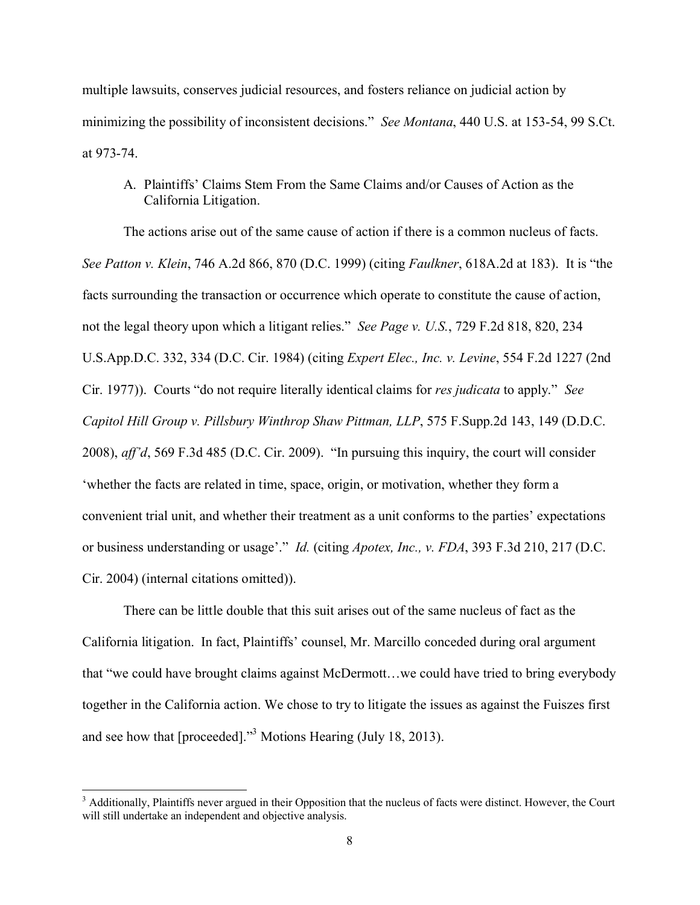multiple lawsuits, conserves judicial resources, and fosters reliance on judicial action by minimizing the possibility of inconsistent decisions." *See Montana*, 440 U.S. at 153-54, 99 S.Ct. at 973-74.

A. Plaintiffs' Claims Stem From the Same Claims and/or Causes of Action as the California Litigation.

The actions arise out of the same cause of action if there is a common nucleus of facts. *See Patton v. Klein*, 746 A.2d 866, 870 (D.C. 1999) (citing *Faulkner*, 618A.2d at 183). It is "the facts surrounding the transaction or occurrence which operate to constitute the cause of action, not the legal theory upon which a litigant relies." *See Page v. U.S.*, 729 F.2d 818, 820, 234 U.S.App.D.C. 332, 334 (D.C. Cir. 1984) (citing *Expert Elec., Inc. v. Levine*, 554 F.2d 1227 (2nd Cir. 1977)). Courts "do not require literally identical claims for *res judicata* to apply." *See Capitol Hill Group v. Pillsbury Winthrop Shaw Pittman, LLP*, 575 F.Supp.2d 143, 149 (D.D.C. 2008), *aff'd*, 569 F.3d 485 (D.C. Cir. 2009). "In pursuing this inquiry, the court will consider 'whether the facts are related in time, space, origin, or motivation, whether they form a convenient trial unit, and whether their treatment as a unit conforms to the parties' expectations or business understanding or usage'." *Id.* (citing *Apotex, Inc., v. FDA*, 393 F.3d 210, 217 (D.C. Cir. 2004) (internal citations omitted)).

There can be little double that this suit arises out of the same nucleus of fact as the California litigation. In fact, Plaintiffs' counsel, Mr. Marcillo conceded during oral argument that "we could have brought claims against McDermott…we could have tried to bring everybody together in the California action. We chose to try to litigate the issues as against the Fuiszes first and see how that [proceeded]."[3] Motions Hearing (July 18, 2013).

[3] Additionally, Plaintiffs never argued in their Opposition that the nucleus of facts were distinct. However, the Court will still undertake an independent and objective analysis.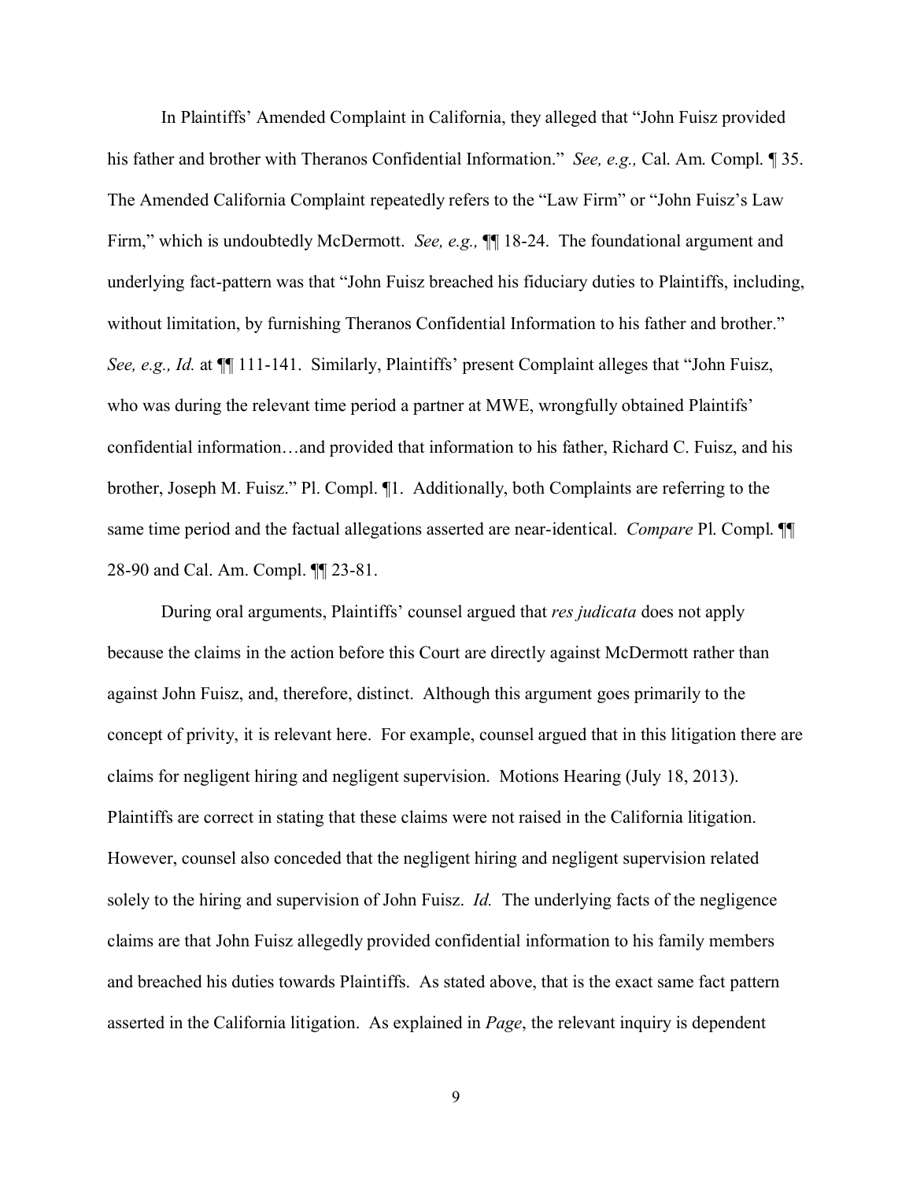In Plaintiffs' Amended Complaint in California, they alleged that "John Fuisz provided his father and brother with Theranos Confidential Information." *See, e.g.,* Cal. Am. Compl. ¶ 35. The Amended California Complaint repeatedly refers to the "Law Firm" or "John Fuisz's Law Firm," which is undoubtedly McDermott. *See, e.g.,* ¶¶ 18-24. The foundational argument and underlying fact-pattern was that "John Fuisz breached his fiduciary duties to Plaintiffs, including, without limitation, by furnishing Theranos Confidential Information to his father and brother." *See, e.g., Id.* at ¶¶ 111-141. Similarly, Plaintiffs' present Complaint alleges that "John Fuisz, who was during the relevant time period a partner at MWE, wrongfully obtained Plaintifs' confidential information…and provided that information to his father, Richard C. Fuisz, and his brother, Joseph M. Fuisz." Pl. Compl. ¶1. Additionally, both Complaints are referring to the same time period and the factual allegations asserted are near-identical. *Compare* Pl. Compl. ¶¶ 28-90 and Cal. Am. Compl. ¶¶ 23-81.

During oral arguments, Plaintiffs' counsel argued that *res judicata* does not apply because the claims in the action before this Court are directly against McDermott rather than against John Fuisz, and, therefore, distinct. Although this argument goes primarily to the concept of privity, it is relevant here. For example, counsel argued that in this litigation there are claims for negligent hiring and negligent supervision. Motions Hearing (July 18, 2013). Plaintiffs are correct in stating that these claims were not raised in the California litigation. However, counsel also conceded that the negligent hiring and negligent supervision related solely to the hiring and supervision of John Fuisz. *Id.* The underlying facts of the negligence claims are that John Fuisz allegedly provided confidential information to his family members and breached his duties towards Plaintiffs. As stated above, that is the exact same fact pattern asserted in the California litigation. As explained in *Page*, the relevant inquiry is dependent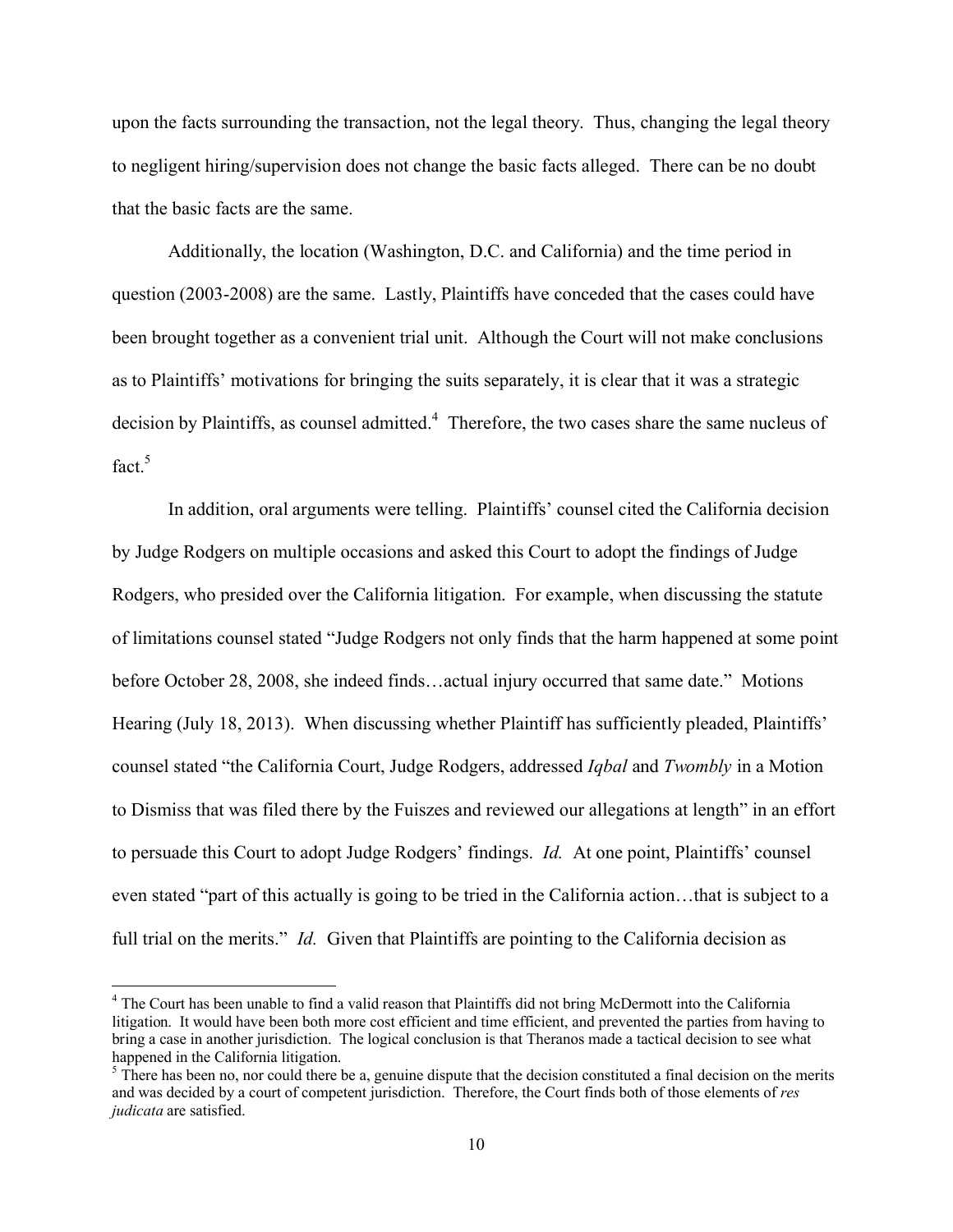upon the facts surrounding the transaction, not the legal theory. Thus, changing the legal theory to negligent hiring/supervision does not change the basic facts alleged. There can be no doubt that the basic facts are the same.

Additionally, the location (Washington, D.C. and California) and the time period in question (2003-2008) are the same. Lastly, Plaintiffs have conceded that the cases could have been brought together as a convenient trial unit. Although the Court will not make conclusions as to Plaintiffs' motivations for bringing the suits separately, it is clear that it was a strategic decision by Plaintiffs, as counsel admitted.[4] Therefore, the two cases share the same nucleus of fact.[5]

In addition, oral arguments were telling. Plaintiffs' counsel cited the California decision by Judge Rodgers on multiple occasions and asked this Court to adopt the findings of Judge Rodgers, who presided over the California litigation. For example, when discussing the statute of limitations counsel stated "Judge Rodgers not only finds that the harm happened at some point before October 28, 2008, she indeed finds…actual injury occurred that same date." Motions Hearing (July 18, 2013). When discussing whether Plaintiff has sufficiently pleaded, Plaintiffs' counsel stated "the California Court, Judge Rodgers, addressed *Iqbal* and *Twombly* in a Motion to Dismiss that was filed there by the Fuiszes and reviewed our allegations at length" in an effort to persuade this Court to adopt Judge Rodgers' findings. *Id.* At one point, Plaintiffs' counsel even stated "part of this actually is going to be tried in the California action…that is subject to a full trial on the merits." *Id.* Given that Plaintiffs are pointing to the California decision as

---

[4] The Court has been unable to find a valid reason that Plaintiffs did not bring McDermott into the California litigation. It would have been both more cost efficient and time efficient, and prevented the parties from having to bring a case in another jurisdiction. The logical conclusion is that Theranos made a tactical decision to see what happened in the California litigation.

[5] There has been no, nor could there be a, genuine dispute that the decision constituted a final decision on the merits and was decided by a court of competent jurisdiction. Therefore, the Court finds both of those elements of *res judicata* are satisfied.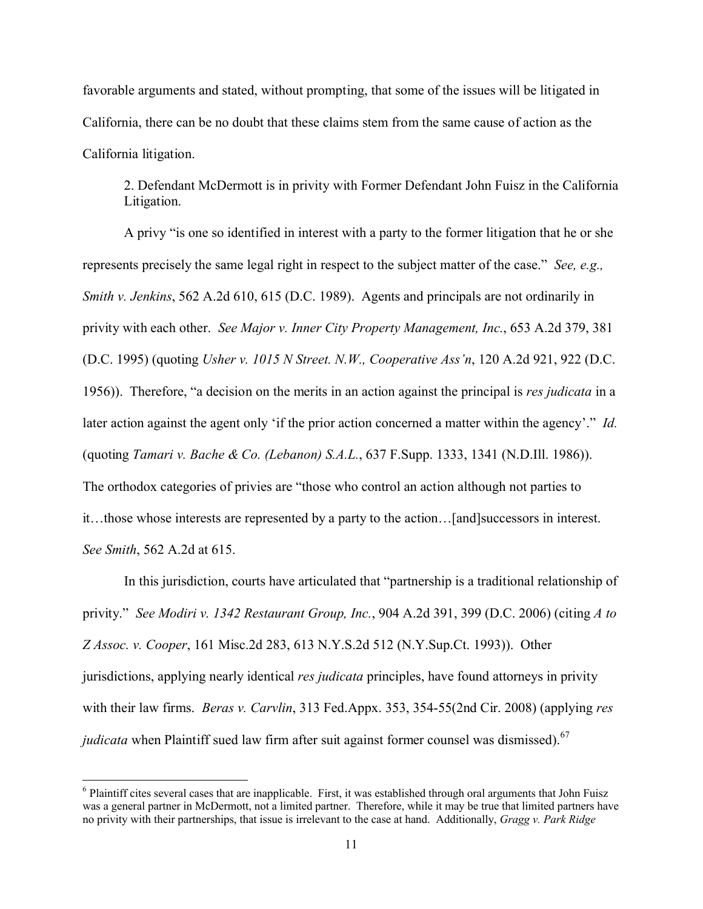favorable arguments and stated, without prompting, that some of the issues will be litigated in California, there can be no doubt that these claims stem from the same cause of action as the California litigation.

2. Defendant McDermott is in privity with Former Defendant John Fuisz in the California Litigation.

A privy "is one so identified in interest with a party to the former litigation that he or she represents precisely the same legal right in respect to the subject matter of the case." *See, e.g., Smith v. Jenkins*, 562 A.2d 610, 615 (D.C. 1989). Agents and principals are not ordinarily in privity with each other. *See Major v. Inner City Property Management, Inc.*, 653 A.2d 379, 381 (D.C. 1995) (quoting *Usher v. 1015 N Street. N.W., Cooperative Ass'n*, 120 A.2d 921, 922 (D.C. 1956)). Therefore, "a decision on the merits in an action against the principal is *res judicata* in a later action against the agent only 'if the prior action concerned a matter within the agency'." *Id.* (quoting *Tamari v. Bache & Co. (Lebanon) S.A.L.*, 637 F.Supp. 1333, 1341 (N.D.Ill. 1986)). The orthodox categories of privies are "those who control an action although not parties to it…those whose interests are represented by a party to the action…[and]successors in interest. *See Smith*, 562 A.2d at 615.

In this jurisdiction, courts have articulated that "partnership is a traditional relationship of privity." *See Modiri v. 1342 Restaurant Group, Inc.*, 904 A.2d 391, 399 (D.C. 2006) (citing *A to Z Assoc. v. Cooper*, 161 Misc.2d 283, 613 N.Y.S.2d 512 (N.Y.Sup.Ct. 1993)). Other jurisdictions, applying nearly identical *res judicata* principles, have found attorneys in privity with their law firms. *Beras v. Carvlin*, 313 Fed.Appx. 353, 354-55(2nd Cir. 2008) (applying *res judicata* when Plaintiff sued law firm after suit against former counsel was dismissed).[6][7]

---

[6] Plaintiff cites several cases that are inapplicable. First, it was established through oral arguments that John Fuisz was a general partner in McDermott, not a limited partner. Therefore, while it may be true that limited partners have no privity with their partnerships, that issue is irrelevant to the case at hand. Additionally, *Gragg v. Park Ridge*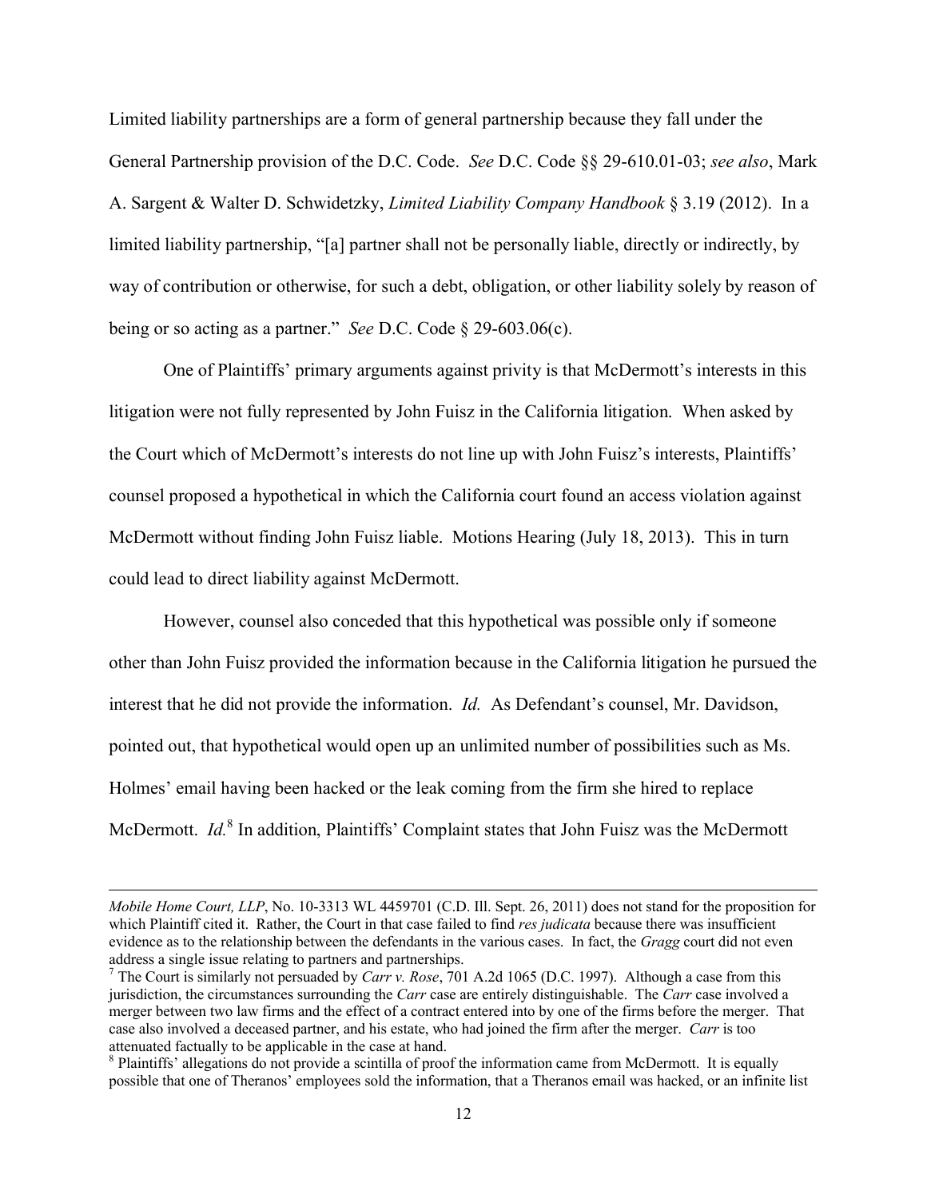Limited liability partnerships are a form of general partnership because they fall under the General Partnership provision of the D.C. Code. *See* D.C. Code §§ 29-610.01-03; *see also*, Mark A. Sargent & Walter D. Schwidetzky, *Limited Liability Company Handbook* § 3.19 (2012). In a limited liability partnership, "[a] partner shall not be personally liable, directly or indirectly, by way of contribution or otherwise, for such a debt, obligation, or other liability solely by reason of being or so acting as a partner." *See* D.C. Code § 29-603.06(c).

One of Plaintiffs' primary arguments against privity is that McDermott's interests in this litigation were not fully represented by John Fuisz in the California litigation. When asked by the Court which of McDermott's interests do not line up with John Fuisz's interests, Plaintiffs' counsel proposed a hypothetical in which the California court found an access violation against McDermott without finding John Fuisz liable. Motions Hearing (July 18, 2013). This in turn could lead to direct liability against McDermott.

However, counsel also conceded that this hypothetical was possible only if someone other than John Fuisz provided the information because in the California litigation he pursued the interest that he did not provide the information. *Id.* As Defendant's counsel, Mr. Davidson, pointed out, that hypothetical would open up an unlimited number of possibilities such as Ms. Holmes' email having been hacked or the leak coming from the firm she hired to replace McDermott. *Id.*[8] In addition, Plaintiffs' Complaint states that John Fuisz was the McDermott

---

*Mobile Home Court, LLP*, No. 10-3313 WL 4459701 (C.D. Ill. Sept. 26, 2011) does not stand for the proposition for which Plaintiff cited it. Rather, the Court in that case failed to find *res judicata* because there was insufficient evidence as to the relationship between the defendants in the various cases. In fact, the *Gragg* court did not even address a single issue relating to partners and partnerships.

[7] The Court is similarly not persuaded by *Carr v. Rose*, 701 A.2d 1065 (D.C. 1997). Although a case from this jurisdiction, the circumstances surrounding the *Carr* case are entirely distinguishable. The *Carr* case involved a merger between two law firms and the effect of a contract entered into by one of the firms before the merger. That case also involved a deceased partner, and his estate, who had joined the firm after the merger. *Carr* is too attenuated factually to be applicable in the case at hand.

[8] Plaintiffs' allegations do not provide a scintilla of proof the information came from McDermott. It is equally possible that one of Theranos' employees sold the information, that a Theranos email was hacked, or an infinite list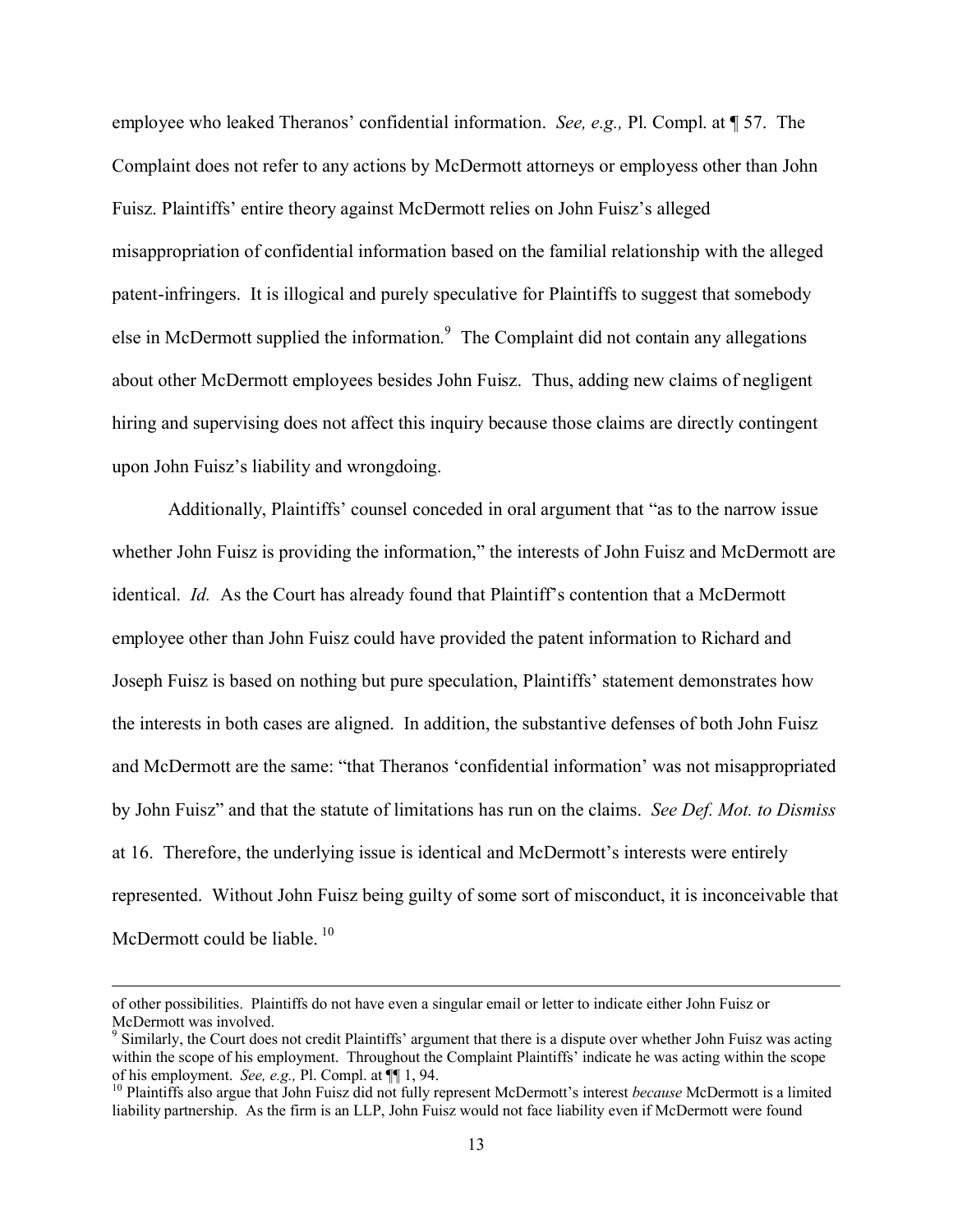employee who leaked Theranos' confidential information. *See, e.g.,* Pl. Compl. at ¶ 57. The Complaint does not refer to any actions by McDermott attorneys or employess other than John Fuisz. Plaintiffs' entire theory against McDermott relies on John Fuisz's alleged misappropriation of confidential information based on the familial relationship with the alleged patent-infringers. It is illogical and purely speculative for Plaintiffs to suggest that somebody else in McDermott supplied the information.[9] The Complaint did not contain any allegations about other McDermott employees besides John Fuisz. Thus, adding new claims of negligent hiring and supervising does not affect this inquiry because those claims are directly contingent upon John Fuisz's liability and wrongdoing.

Additionally, Plaintiffs' counsel conceded in oral argument that "as to the narrow issue whether John Fuisz is providing the information," the interests of John Fuisz and McDermott are identical. *Id.* As the Court has already found that Plaintiff's contention that a McDermott employee other than John Fuisz could have provided the patent information to Richard and Joseph Fuisz is based on nothing but pure speculation, Plaintiffs' statement demonstrates how the interests in both cases are aligned. In addition, the substantive defenses of both John Fuisz and McDermott are the same: "that Theranos 'confidential information' was not misappropriated by John Fuisz" and that the statute of limitations has run on the claims. *See Def. Mot. to Dismiss* at 16. Therefore, the underlying issue is identical and McDermott's interests were entirely represented. Without John Fuisz being guilty of some sort of misconduct, it is inconceivable that McDermott could be liable. [10]

---

of other possibilities. Plaintiffs do not have even a singular email or letter to indicate either John Fuisz or McDermott was involved.

[9] Similarly, the Court does not credit Plaintiffs' argument that there is a dispute over whether John Fuisz was acting within the scope of his employment. Throughout the Complaint Plaintiffs' indicate he was acting within the scope of his employment. *See, e.g.,* Pl. Compl. at ¶¶ 1, 94.

[10] Plaintiffs also argue that John Fuisz did not fully represent McDermott's interest *because* McDermott is a limited liability partnership. As the firm is an LLP, John Fuisz would not face liability even if McDermott were found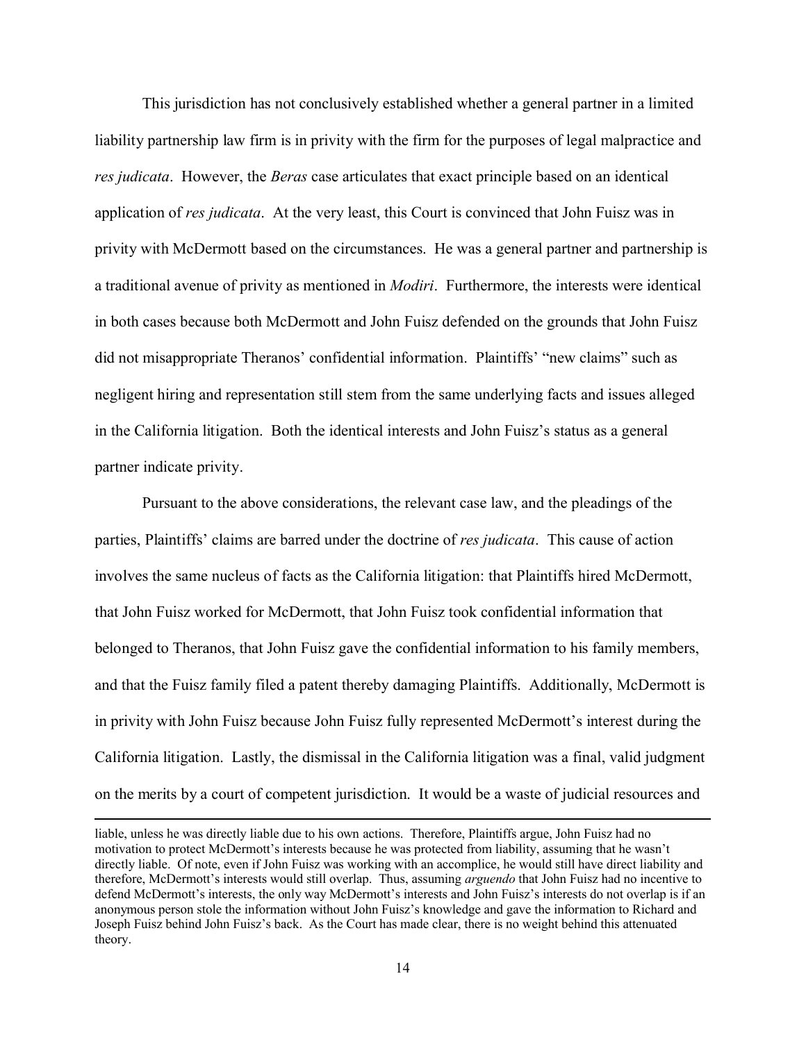This jurisdiction has not conclusively established whether a general partner in a limited liability partnership law firm is in privity with the firm for the purposes of legal malpractice and *res judicata*. However, the *Beras* case articulates that exact principle based on an identical application of *res judicata*. At the very least, this Court is convinced that John Fuisz was in privity with McDermott based on the circumstances. He was a general partner and partnership is a traditional avenue of privity as mentioned in *Modiri*. Furthermore, the interests were identical in both cases because both McDermott and John Fuisz defended on the grounds that John Fuisz did not misappropriate Theranos' confidential information. Plaintiffs' "new claims" such as negligent hiring and representation still stem from the same underlying facts and issues alleged in the California litigation. Both the identical interests and John Fuisz's status as a general partner indicate privity.

Pursuant to the above considerations, the relevant case law, and the pleadings of the parties, Plaintiffs' claims are barred under the doctrine of *res judicata*. This cause of action involves the same nucleus of facts as the California litigation: that Plaintiffs hired McDermott, that John Fuisz worked for McDermott, that John Fuisz took confidential information that belonged to Theranos, that John Fuisz gave the confidential information to his family members, and that the Fuisz family filed a patent thereby damaging Plaintiffs. Additionally, McDermott is in privity with John Fuisz because John Fuisz fully represented McDermott's interest during the California litigation. Lastly, the dismissal in the California litigation was a final, valid judgment on the merits by a court of competent jurisdiction. It would be a waste of judicial resources and

---

liable, unless he was directly liable due to his own actions. Therefore, Plaintiffs argue, John Fuisz had no motivation to protect McDermott's interests because he was protected from liability, assuming that he wasn't directly liable. Of note, even if John Fuisz was working with an accomplice, he would still have direct liability and therefore, McDermott's interests would still overlap. Thus, assuming *arguendo* that John Fuisz had no incentive to defend McDermott's interests, the only way McDermott's interests and John Fuisz's interests do not overlap is if an anonymous person stole the information without John Fuisz's knowledge and gave the information to Richard and Joseph Fuisz behind John Fuisz's back. As the Court has made clear, there is no weight behind this attenuated theory.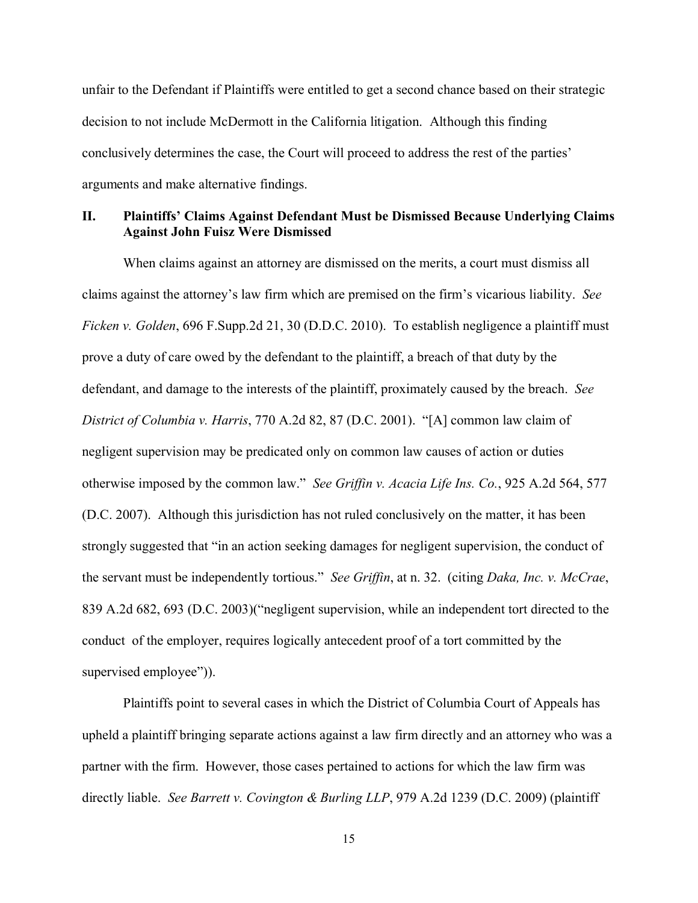unfair to the Defendant if Plaintiffs were entitled to get a second chance based on their strategic decision to not include McDermott in the California litigation. Although this finding conclusively determines the case, the Court will proceed to address the rest of the parties' arguments and make alternative findings.

## II. Plaintiffs' Claims Against Defendant Must be Dismissed Because Underlying Claims Against John Fuisz Were Dismissed

When claims against an attorney are dismissed on the merits, a court must dismiss all claims against the attorney's law firm which are premised on the firm's vicarious liability. *See Ficken v. Golden*, 696 F.Supp.2d 21, 30 (D.D.C. 2010). To establish negligence a plaintiff must prove a duty of care owed by the defendant to the plaintiff, a breach of that duty by the defendant, and damage to the interests of the plaintiff, proximately caused by the breach. *See District of Columbia v. Harris*, 770 A.2d 82, 87 (D.C. 2001). "[A] common law claim of negligent supervision may be predicated only on common law causes of action or duties otherwise imposed by the common law." *See Griffin v. Acacia Life Ins. Co.*, 925 A.2d 564, 577 (D.C. 2007). Although this jurisdiction has not ruled conclusively on the matter, it has been strongly suggested that "in an action seeking damages for negligent supervision, the conduct of the servant must be independently tortious." *See Griffin*, at n. 32. (citing *Daka, Inc. v. McCrae*, 839 A.2d 682, 693 (D.C. 2003)("negligent supervision, while an independent tort directed to the conduct of the employer, requires logically antecedent proof of a tort committed by the supervised employee")).

Plaintiffs point to several cases in which the District of Columbia Court of Appeals has upheld a plaintiff bringing separate actions against a law firm directly and an attorney who was a partner with the firm. However, those cases pertained to actions for which the law firm was directly liable. *See Barrett v. Covington & Burling LLP*, 979 A.2d 1239 (D.C. 2009) (plaintiff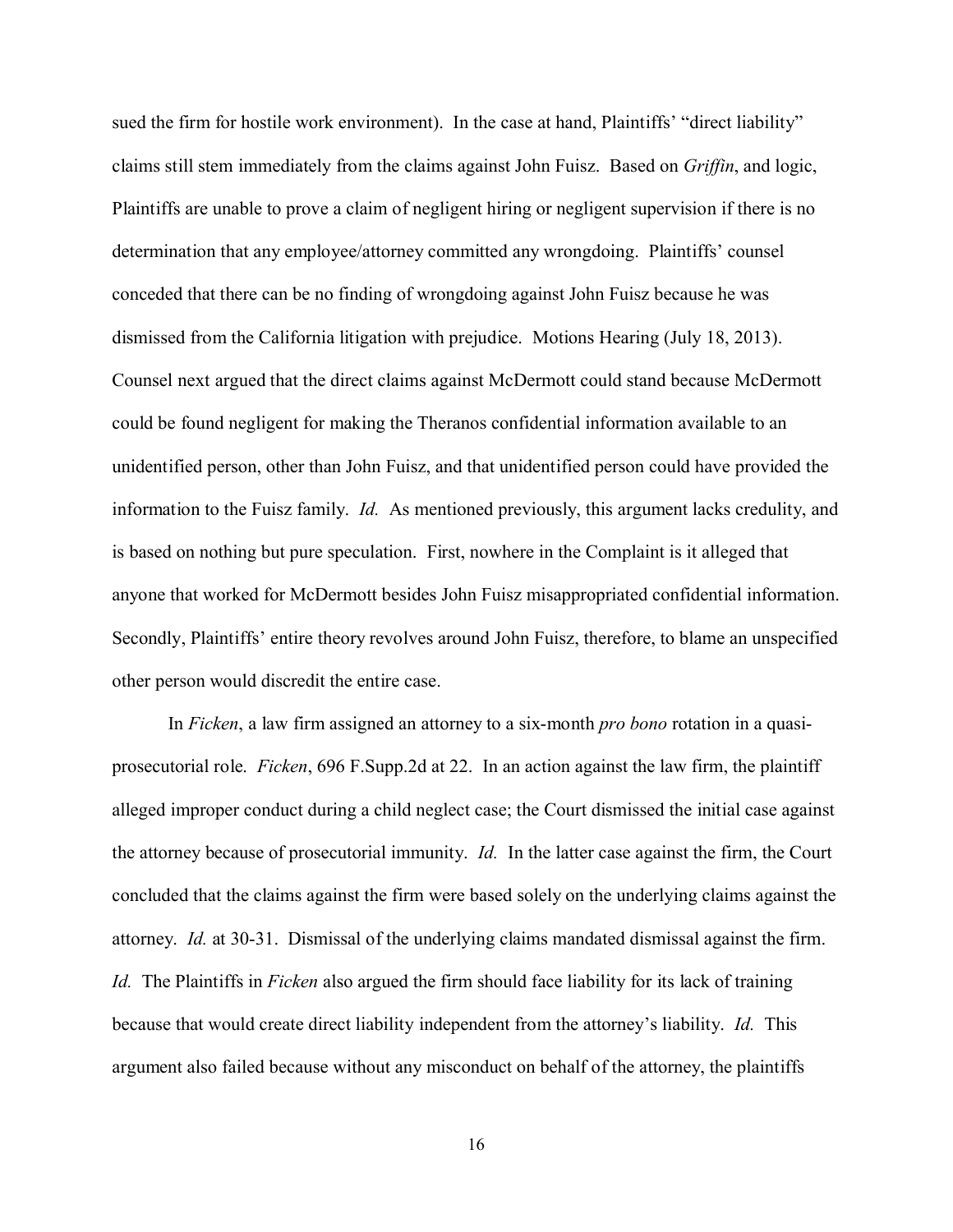sued the firm for hostile work environment). In the case at hand, Plaintiffs' "direct liability" claims still stem immediately from the claims against John Fuisz. Based on *Griffin*, and logic, Plaintiffs are unable to prove a claim of negligent hiring or negligent supervision if there is no determination that any employee/attorney committed any wrongdoing. Plaintiffs' counsel conceded that there can be no finding of wrongdoing against John Fuisz because he was dismissed from the California litigation with prejudice. Motions Hearing (July 18, 2013). Counsel next argued that the direct claims against McDermott could stand because McDermott could be found negligent for making the Theranos confidential information available to an unidentified person, other than John Fuisz, and that unidentified person could have provided the information to the Fuisz family. *Id.* As mentioned previously, this argument lacks credulity, and is based on nothing but pure speculation. First, nowhere in the Complaint is it alleged that anyone that worked for McDermott besides John Fuisz misappropriated confidential information. Secondly, Plaintiffs' entire theory revolves around John Fuisz, therefore, to blame an unspecified other person would discredit the entire case.

In *Ficken*, a law firm assigned an attorney to a six-month *pro bono* rotation in a quasi-prosecutorial role. *Ficken*, 696 F.Supp.2d at 22. In an action against the law firm, the plaintiff alleged improper conduct during a child neglect case; the Court dismissed the initial case against the attorney because of prosecutorial immunity. *Id.* In the latter case against the firm, the Court concluded that the claims against the firm were based solely on the underlying claims against the attorney. *Id.* at 30-31. Dismissal of the underlying claims mandated dismissal against the firm. *Id.* The Plaintiffs in *Ficken* also argued the firm should face liability for its lack of training because that would create direct liability independent from the attorney's liability. *Id.* This argument also failed because without any misconduct on behalf of the attorney, the plaintiffs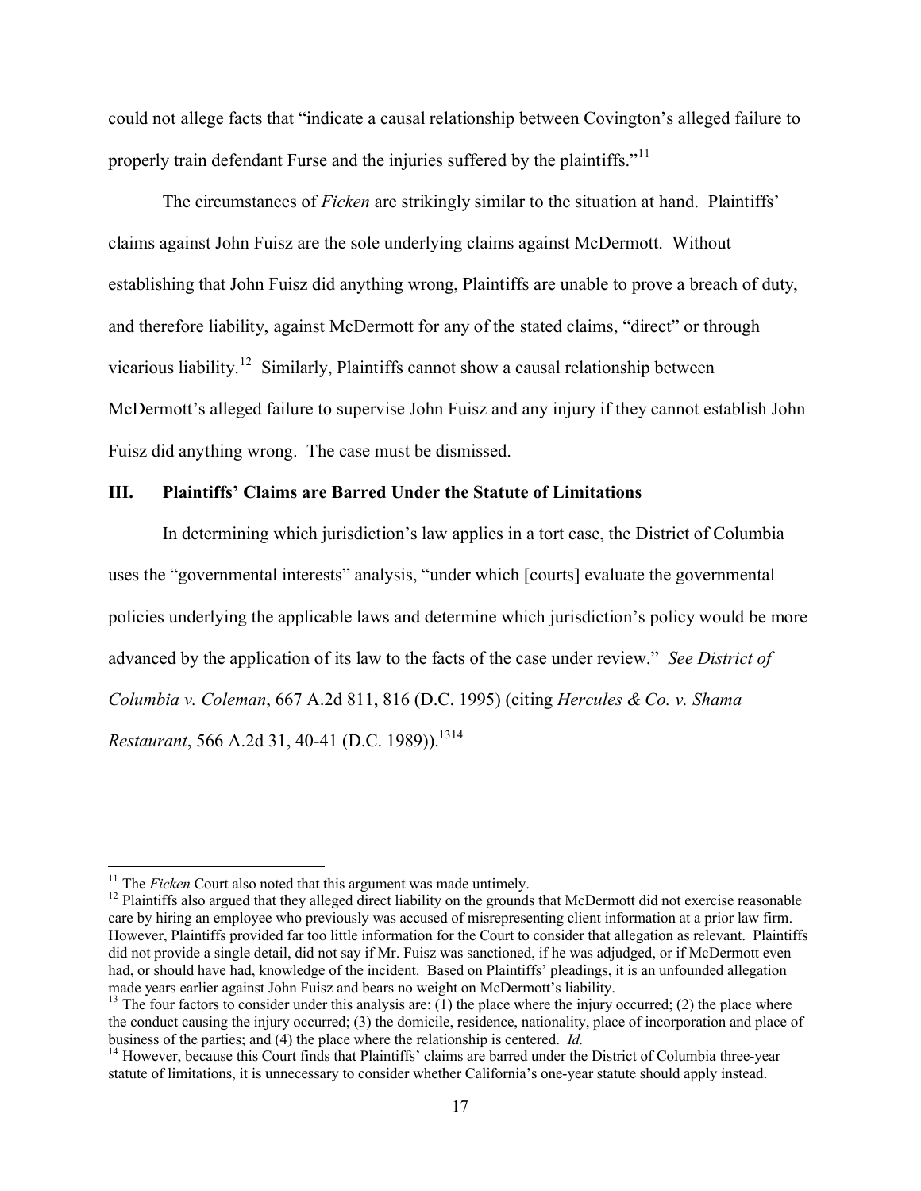could not allege facts that "indicate a causal relationship between Covington's alleged failure to properly train defendant Furse and the injuries suffered by the plaintiffs."[11]

The circumstances of *Ficken* are strikingly similar to the situation at hand. Plaintiffs' claims against John Fuisz are the sole underlying claims against McDermott. Without establishing that John Fuisz did anything wrong, Plaintiffs are unable to prove a breach of duty, and therefore liability, against McDermott for any of the stated claims, "direct" or through vicarious liability.[12] Similarly, Plaintiffs cannot show a causal relationship between McDermott's alleged failure to supervise John Fuisz and any injury if they cannot establish John Fuisz did anything wrong. The case must be dismissed.

### III. Plaintiffs' Claims are Barred Under the Statute of Limitations

In determining which jurisdiction's law applies in a tort case, the District of Columbia uses the "governmental interests" analysis, "under which [courts] evaluate the governmental policies underlying the applicable laws and determine which jurisdiction's policy would be more advanced by the application of its law to the facts of the case under review." *See District of Columbia v. Coleman*, 667 A.2d 811, 816 (D.C. 1995) (citing *Hercules & Co. v. Shama Restaurant*, 566 A.2d 31, 40-41 (D.C. 1989)).[13][14]

---

[11] The *Ficken* Court also noted that this argument was made untimely.

[12] Plaintiffs also argued that they alleged direct liability on the grounds that McDermott did not exercise reasonable care by hiring an employee who previously was accused of misrepresenting client information at a prior law firm. However, Plaintiffs provided far too little information for the Court to consider that allegation as relevant. Plaintiffs did not provide a single detail, did not say if Mr. Fuisz was sanctioned, if he was adjudged, or if McDermott even had, or should have had, knowledge of the incident. Based on Plaintiffs' pleadings, it is an unfounded allegation made years earlier against John Fuisz and bears no weight on McDermott's liability.

[13] The four factors to consider under this analysis are: (1) the place where the injury occurred; (2) the place where the conduct causing the injury occurred; (3) the domicile, residence, nationality, place of incorporation and place of business of the parties; and (4) the place where the relationship is centered. *Id.*

[14] However, because this Court finds that Plaintiffs' claims are barred under the District of Columbia three-year statute of limitations, it is unnecessary to consider whether California's one-year statute should apply instead.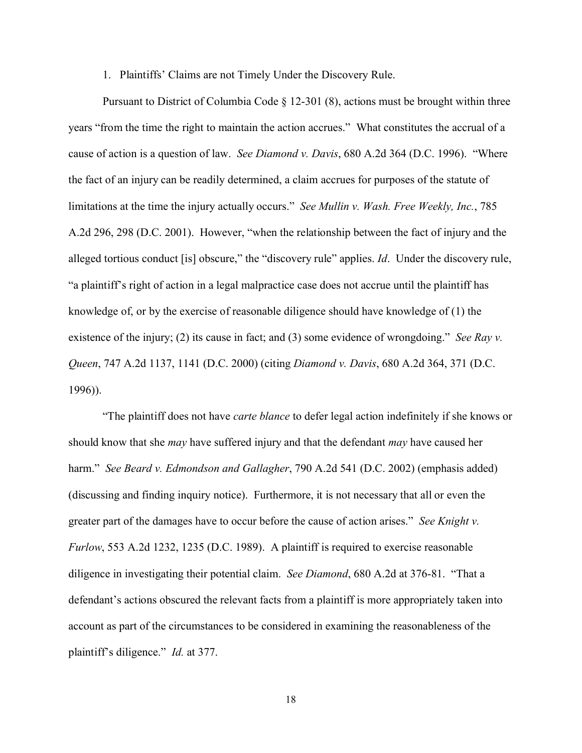1. Plaintiffs' Claims are not Timely Under the Discovery Rule.

Pursuant to District of Columbia Code § 12-301 (8), actions must be brought within three years "from the time the right to maintain the action accrues." What constitutes the accrual of a cause of action is a question of law. *See Diamond v. Davis*, 680 A.2d 364 (D.C. 1996). "Where the fact of an injury can be readily determined, a claim accrues for purposes of the statute of limitations at the time the injury actually occurs." *See Mullin v. Wash. Free Weekly, Inc.*, 785 A.2d 296, 298 (D.C. 2001). However, "when the relationship between the fact of injury and the alleged tortious conduct [is] obscure," the "discovery rule" applies. *Id*. Under the discovery rule, "a plaintiff's right of action in a legal malpractice case does not accrue until the plaintiff has knowledge of, or by the exercise of reasonable diligence should have knowledge of (1) the existence of the injury; (2) its cause in fact; and (3) some evidence of wrongdoing." *See Ray v. Queen*, 747 A.2d 1137, 1141 (D.C. 2000) (citing *Diamond v. Davis*, 680 A.2d 364, 371 (D.C. 1996)).

"The plaintiff does not have *carte blanche* to defer legal action indefinitely if she knows or should know that she *may* have suffered injury and that the defendant *may* have caused her harm." *See Beard v. Edmondson and Gallagher*, 790 A.2d 541 (D.C. 2002) (emphasis added) (discussing and finding inquiry notice). Furthermore, it is not necessary that all or even the greater part of the damages have to occur before the cause of action arises." *See Knight v. Furlow*, 553 A.2d 1232, 1235 (D.C. 1989). A plaintiff is required to exercise reasonable diligence in investigating their potential claim. *See Diamond*, 680 A.2d at 376-81. "That a defendant's actions obscured the relevant facts from a plaintiff is more appropriately taken into account as part of the circumstances to be considered in examining the reasonableness of the plaintiff's diligence." *Id.* at 377.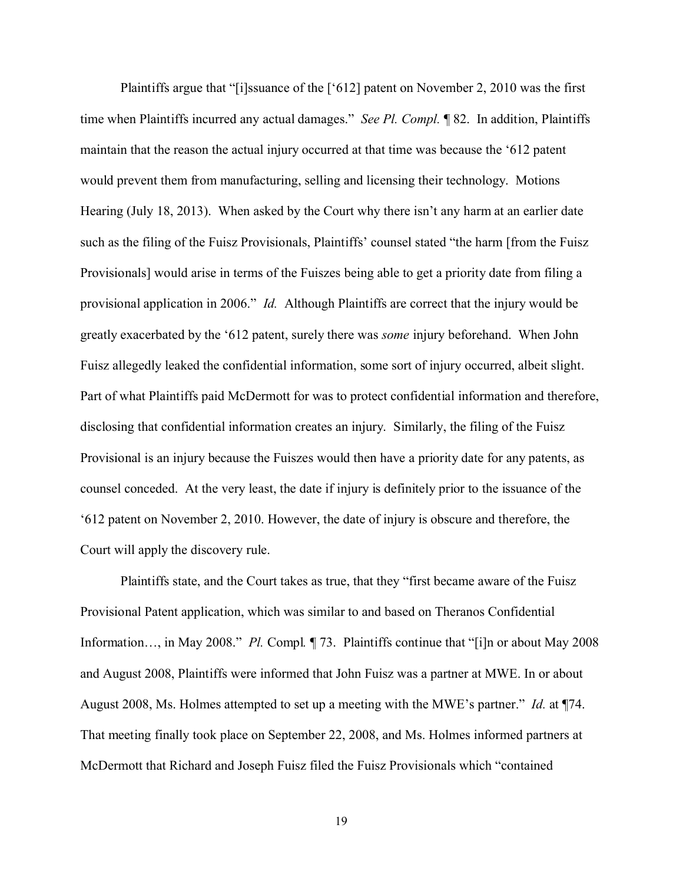Plaintiffs argue that "[i]ssuance of the ['612] patent on November 2, 2010 was the first time when Plaintiffs incurred any actual damages." *See Pl. Compl.* ¶ 82. In addition, Plaintiffs maintain that the reason the actual injury occurred at that time was because the '612 patent would prevent them from manufacturing, selling and licensing their technology. Motions Hearing (July 18, 2013). When asked by the Court why there isn't any harm at an earlier date such as the filing of the Fuisz Provisionals, Plaintiffs' counsel stated "the harm [from the Fuisz Provisionals] would arise in terms of the Fuiszes being able to get a priority date from filing a provisional application in 2006." *Id.* Although Plaintiffs are correct that the injury would be greatly exacerbated by the '612 patent, surely there was *some* injury beforehand. When John Fuisz allegedly leaked the confidential information, some sort of injury occurred, albeit slight. Part of what Plaintiffs paid McDermott for was to protect confidential information and therefore, disclosing that confidential information creates an injury. Similarly, the filing of the Fuisz Provisional is an injury because the Fuiszes would then have a priority date for any patents, as counsel conceded. At the very least, the date if injury is definitely prior to the issuance of the '612 patent on November 2, 2010. However, the date of injury is obscure and therefore, the Court will apply the discovery rule.

Plaintiffs state, and the Court takes as true, that they "first became aware of the Fuisz Provisional Patent application, which was similar to and based on Theranos Confidential Information…, in May 2008." *Pl.* Compl. ¶ 73. Plaintiffs continue that "[i]n or about May 2008 and August 2008, Plaintiffs were informed that John Fuisz was a partner at MWE. In or about August 2008, Ms. Holmes attempted to set up a meeting with the MWE's partner." *Id.* at ¶74. That meeting finally took place on September 22, 2008, and Ms. Holmes informed partners at McDermott that Richard and Joseph Fuisz filed the Fuisz Provisionals which "contained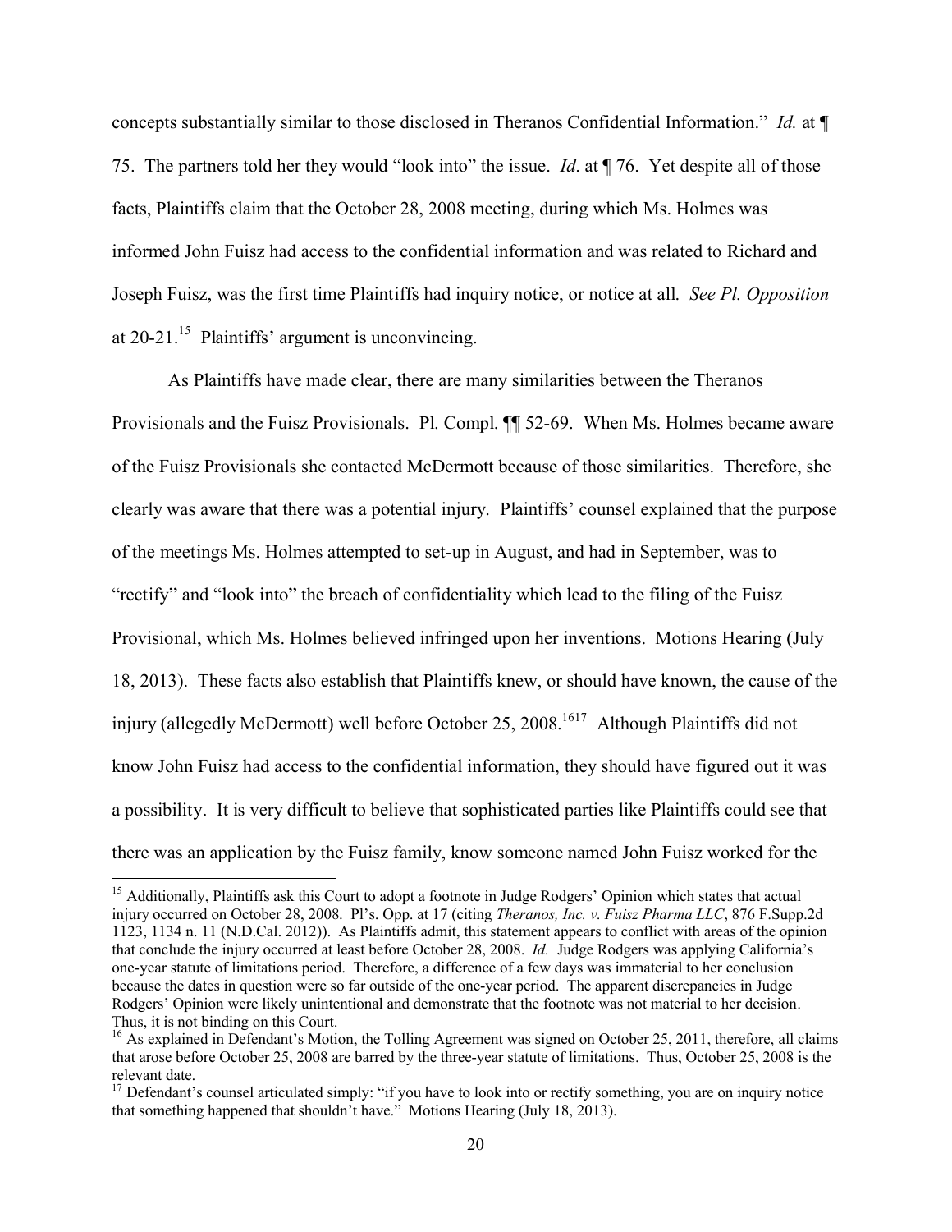concepts substantially similar to those disclosed in Theranos Confidential Information." *Id.* at ¶ 75. The partners told her they would "look into" the issue. *Id*. at ¶ 76. Yet despite all of those facts, Plaintiffs claim that the October 28, 2008 meeting, during which Ms. Holmes was informed John Fuisz had access to the confidential information and was related to Richard and Joseph Fuisz, was the first time Plaintiffs had inquiry notice, or notice at all. *See Pl. Opposition* at 20-21.[15] Plaintiffs' argument is unconvincing.

As Plaintiffs have made clear, there are many similarities between the Theranos Provisionals and the Fuisz Provisionals. Pl. Compl. ¶¶ 52-69. When Ms. Holmes became aware of the Fuisz Provisionals she contacted McDermott because of those similarities. Therefore, she clearly was aware that there was a potential injury. Plaintiffs' counsel explained that the purpose of the meetings Ms. Holmes attempted to set-up in August, and had in September, was to "rectify" and "look into" the breach of confidentiality which lead to the filing of the Fuisz Provisional, which Ms. Holmes believed infringed upon her inventions. Motions Hearing (July 18, 2013). These facts also establish that Plaintiffs knew, or should have known, the cause of the injury (allegedly McDermott) well before October 25, 2008.[16][17] Although Plaintiffs did not know John Fuisz had access to the confidential information, they should have figured out it was a possibility. It is very difficult to believe that sophisticated parties like Plaintiffs could see that there was an application by the Fuisz family, know someone named John Fuisz worked for the

---

[15] Additionally, Plaintiffs ask this Court to adopt a footnote in Judge Rodgers' Opinion which states that actual injury occurred on October 28, 2008. Pl's. Opp. at 17 (citing *Theranos, Inc. v. Fuisz Pharma LLC*, 876 F.Supp.2d 1123, 1134 n. 11 (N.D.Cal. 2012)). As Plaintiffs admit, this statement appears to conflict with areas of the opinion that conclude the injury occurred at least before October 28, 2008. *Id.* Judge Rodgers was applying California's one-year statute of limitations period. Therefore, a difference of a few days was immaterial to her conclusion because the dates in question were so far outside of the one-year period. The apparent discrepancies in Judge Rodgers' Opinion were likely unintentional and demonstrate that the footnote was not material to her decision. Thus, it is not binding on this Court.

[16] As explained in Defendant's Motion, the Tolling Agreement was signed on October 25, 2011, therefore, all claims that arose before October 25, 2008 are barred by the three-year statute of limitations. Thus, October 25, 2008 is the relevant date.

[17] Defendant's counsel articulated simply: "if you have to look into or rectify something, you are on inquiry notice that something happened that shouldn't have." Motions Hearing (July 18, 2013).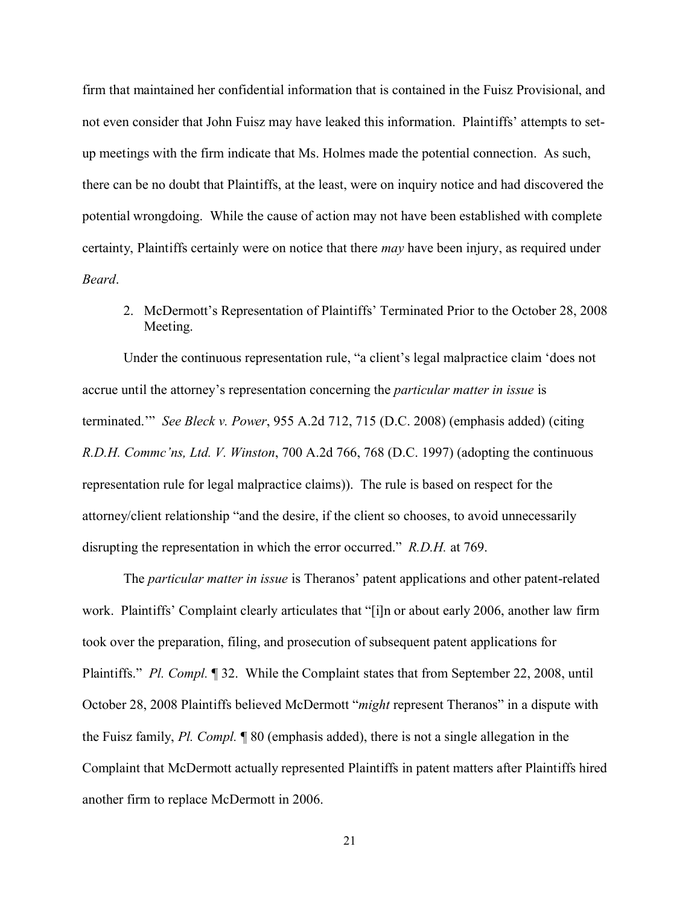firm that maintained her confidential information that is contained in the Fuisz Provisional, and not even consider that John Fuisz may have leaked this information. Plaintiffs' attempts to set-up meetings with the firm indicate that Ms. Holmes made the potential connection. As such, there can be no doubt that Plaintiffs, at the least, were on inquiry notice and had discovered the potential wrongdoing. While the cause of action may not have been established with complete certainty, Plaintiffs certainly were on notice that there *may* have been injury, as required under *Beard*.

2. McDermott's Representation of Plaintiffs' Terminated Prior to the October 28, 2008 Meeting.

Under the continuous representation rule, "a client's legal malpractice claim 'does not accrue until the attorney's representation concerning the *particular matter in issue* is terminated.'" *See Bleck v. Power*, 955 A.2d 712, 715 (D.C. 2008) (emphasis added) (citing *R.D.H. Commc'ns, Ltd. V. Winston*, 700 A.2d 766, 768 (D.C. 1997) (adopting the continuous representation rule for legal malpractice claims)). The rule is based on respect for the attorney/client relationship "and the desire, if the client so chooses, to avoid unnecessarily disrupting the representation in which the error occurred." *R.D.H.* at 769.

The *particular matter in issue* is Theranos' patent applications and other patent-related work. Plaintiffs' Complaint clearly articulates that "[i]n or about early 2006, another law firm took over the preparation, filing, and prosecution of subsequent patent applications for Plaintiffs." *Pl. Compl.* ¶ 32. While the Complaint states that from September 22, 2008, until October 28, 2008 Plaintiffs believed McDermott "*might* represent Theranos" in a dispute with the Fuisz family, *Pl. Compl.* ¶ 80 (emphasis added), there is not a single allegation in the Complaint that McDermott actually represented Plaintiffs in patent matters after Plaintiffs hired another firm to replace McDermott in 2006.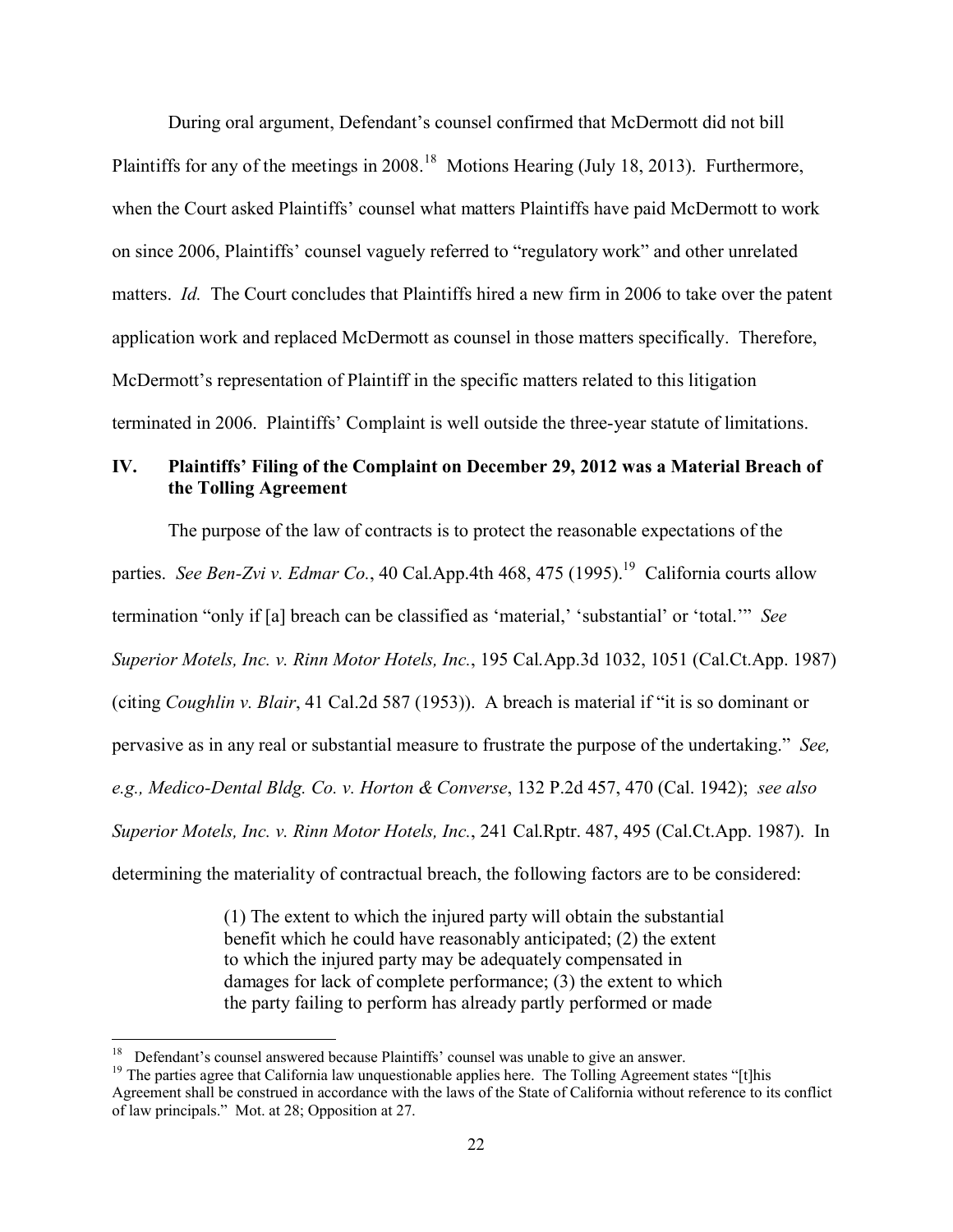During oral argument, Defendant's counsel confirmed that McDermott did not bill Plaintiffs for any of the meetings in 2008.[18] Motions Hearing (July 18, 2013). Furthermore, when the Court asked Plaintiffs' counsel what matters Plaintiffs have paid McDermott to work on since 2006, Plaintiffs' counsel vaguely referred to "regulatory work" and other unrelated matters. *Id.* The Court concludes that Plaintiffs hired a new firm in 2006 to take over the patent application work and replaced McDermott as counsel in those matters specifically. Therefore, McDermott's representation of Plaintiff in the specific matters related to this litigation terminated in 2006. Plaintiffs' Complaint is well outside the three-year statute of limitations.

## IV. Plaintiffs' Filing of the Complaint on December 29, 2012 was a Material Breach of the Tolling Agreement

The purpose of the law of contracts is to protect the reasonable expectations of the parties. *See Ben-Zvi v. Edmar Co.*, 40 Cal.App.4th 468, 475 (1995).[19] California courts allow termination "only if [a] breach can be classified as 'material,' 'substantial' or 'total.'" *See Superior Motels, Inc. v. Rinn Motor Hotels, Inc.*, 195 Cal.App.3d 1032, 1051 (Cal.Ct.App. 1987) (citing *Coughlin v. Blair*, 41 Cal.2d 587 (1953)). A breach is material if "it is so dominant or pervasive as in any real or substantial measure to frustrate the purpose of the undertaking." *See, e.g., Medico-Dental Bldg. Co. v. Horton & Converse*, 132 P.2d 457, 470 (Cal. 1942); *see also Superior Motels, Inc. v. Rinn Motor Hotels, Inc.*, 241 Cal.Rptr. 487, 495 (Cal.Ct.App. 1987). In determining the materiality of contractual breach, the following factors are to be considered:

> (1) The extent to which the injured party will obtain the substantial benefit which he could have reasonably anticipated; (2) the extent to which the injured party may be adequately compensated in damages for lack of complete performance; (3) the extent to which the party failing to perform has already partly performed or made

---

[18] Defendant's counsel answered because Plaintiffs' counsel was unable to give an answer.

[19] The parties agree that California law unquestionable applies here. The Tolling Agreement states "[t]his Agreement shall be construed in accordance with the laws of the State of California without reference to its conflict of law principals." Mot. at 28; Opposition at 27.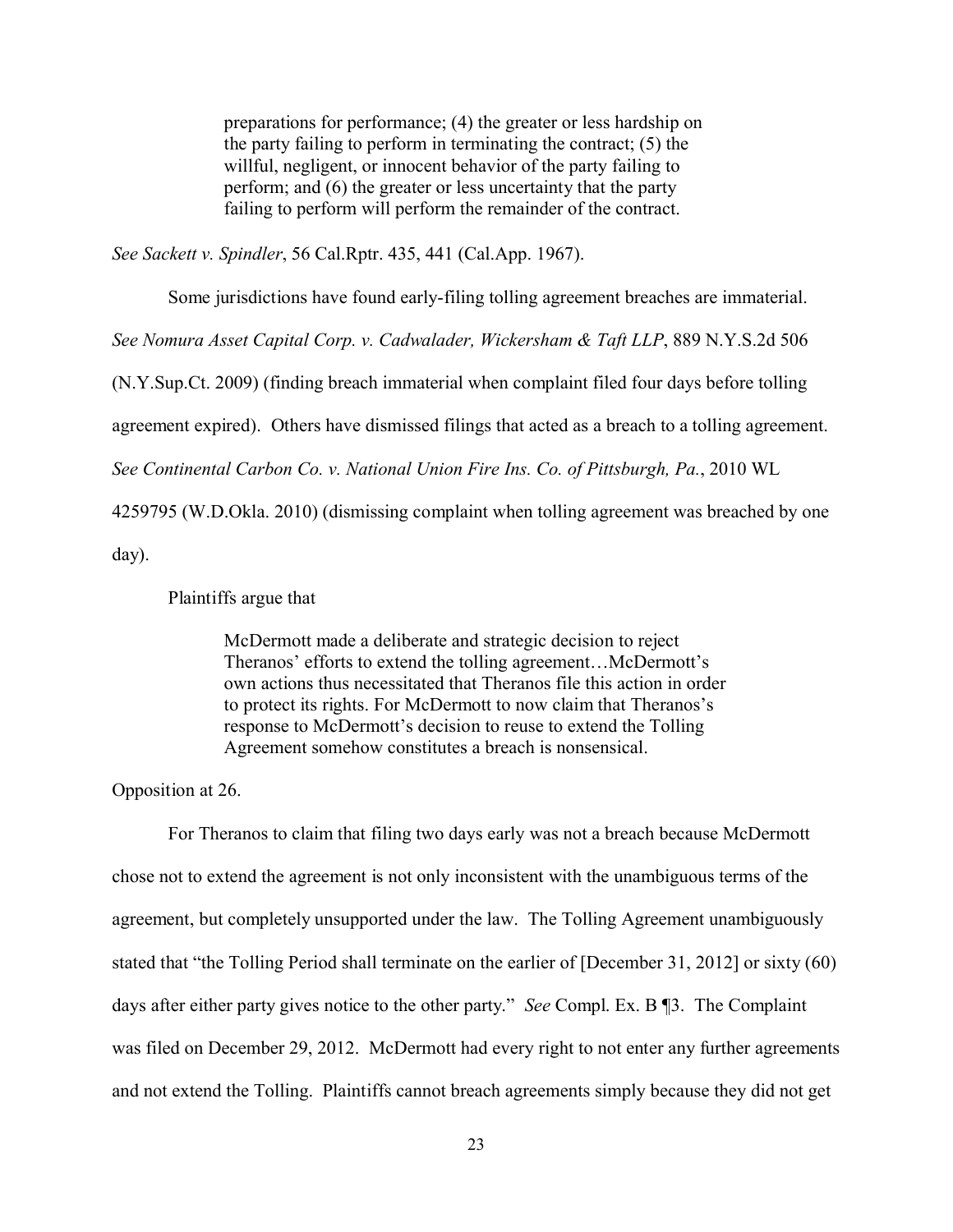> preparations for performance; (4) the greater or less hardship on the party failing to perform in terminating the contract; (5) the willful, negligent, or innocent behavior of the party failing to perform; and (6) the greater or less uncertainty that the party failing to perform will perform the remainder of the contract.

*See Sackett v. Spindler*, 56 Cal.Rptr. 435, 441 (Cal.App. 1967).

Some jurisdictions have found early-filing tolling agreement breaches are immaterial. *See Nomura Asset Capital Corp. v. Cadwalader, Wickersham & Taft LLP*, 889 N.Y.S.2d 506 (N.Y.Sup.Ct. 2009) (finding breach immaterial when complaint filed four days before tolling agreement expired). Others have dismissed filings that acted as a breach to a tolling agreement. *See Continental Carbon Co. v. National Union Fire Ins. Co. of Pittsburgh, Pa.*, 2010 WL 4259795 (W.D.Okla. 2010) (dismissing complaint when tolling agreement was breached by one day).

Plaintiffs argue that

> McDermott made a deliberate and strategic decision to reject Theranos' efforts to extend the tolling agreement…McDermott's own actions thus necessitated that Theranos file this action in order to protect its rights. For McDermott to now claim that Theranos's response to McDermott's decision to reuse to extend the Tolling Agreement somehow constitutes a breach is nonsensical.

Opposition at 26.

For Theranos to claim that filing two days early was not a breach because McDermott chose not to extend the agreement is not only inconsistent with the unambiguous terms of the agreement, but completely unsupported under the law. The Tolling Agreement unambiguously stated that "the Tolling Period shall terminate on the earlier of [December 31, 2012] or sixty (60) days after either party gives notice to the other party." *See* Compl. Ex. B ¶3. The Complaint was filed on December 29, 2012. McDermott had every right to not enter any further agreements and not extend the Tolling. Plaintiffs cannot breach agreements simply because they did not get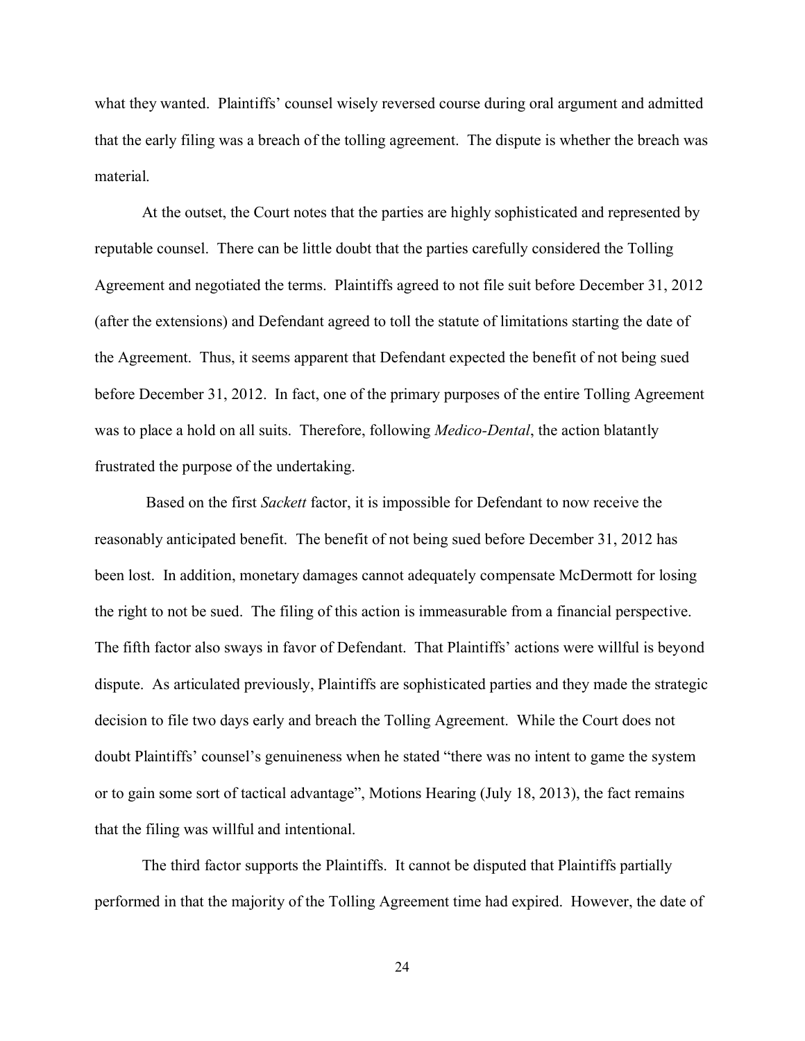what they wanted. Plaintiffs' counsel wisely reversed course during oral argument and admitted that the early filing was a breach of the tolling agreement. The dispute is whether the breach was material.

At the outset, the Court notes that the parties are highly sophisticated and represented by reputable counsel. There can be little doubt that the parties carefully considered the Tolling Agreement and negotiated the terms. Plaintiffs agreed to not file suit before December 31, 2012 (after the extensions) and Defendant agreed to toll the statute of limitations starting the date of the Agreement. Thus, it seems apparent that Defendant expected the benefit of not being sued before December 31, 2012. In fact, one of the primary purposes of the entire Tolling Agreement was to place a hold on all suits. Therefore, following *Medico-Dental*, the action blatantly frustrated the purpose of the undertaking.

Based on the first *Sackett* factor, it is impossible for Defendant to now receive the reasonably anticipated benefit. The benefit of not being sued before December 31, 2012 has been lost. In addition, monetary damages cannot adequately compensate McDermott for losing the right to not be sued. The filing of this action is immeasurable from a financial perspective. The fifth factor also sways in favor of Defendant. That Plaintiffs' actions were willful is beyond dispute. As articulated previously, Plaintiffs are sophisticated parties and they made the strategic decision to file two days early and breach the Tolling Agreement. While the Court does not doubt Plaintiffs' counsel's genuineness when he stated "there was no intent to game the system or to gain some sort of tactical advantage", Motions Hearing (July 18, 2013), the fact remains that the filing was willful and intentional.

The third factor supports the Plaintiffs. It cannot be disputed that Plaintiffs partially performed in that the majority of the Tolling Agreement time had expired. However, the date of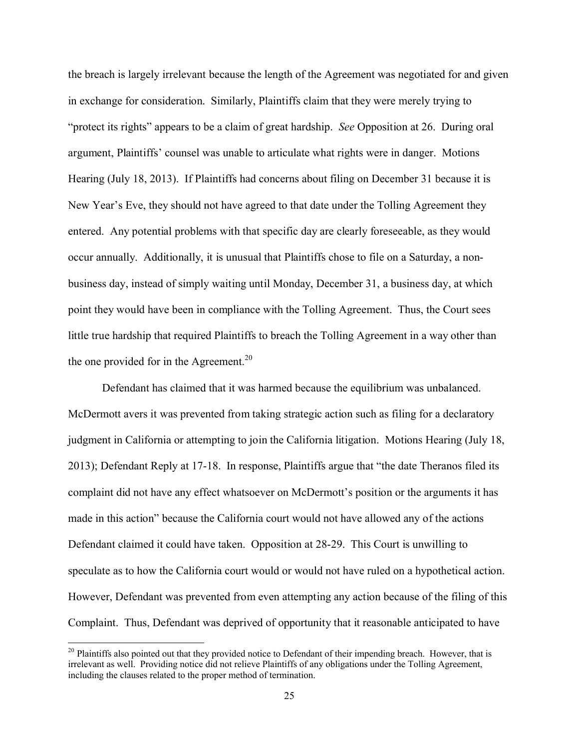the breach is largely irrelevant because the length of the Agreement was negotiated for and given in exchange for consideration. Similarly, Plaintiffs claim that they were merely trying to "protect its rights" appears to be a claim of great hardship. *See* Opposition at 26. During oral argument, Plaintiffs' counsel was unable to articulate what rights were in danger. Motions Hearing (July 18, 2013). If Plaintiffs had concerns about filing on December 31 because it is New Year's Eve, they should not have agreed to that date under the Tolling Agreement they entered. Any potential problems with that specific day are clearly foreseeable, as they would occur annually. Additionally, it is unusual that Plaintiffs chose to file on a Saturday, a non-business day, instead of simply waiting until Monday, December 31, a business day, at which point they would have been in compliance with the Tolling Agreement. Thus, the Court sees little true hardship that required Plaintiffs to breach the Tolling Agreement in a way other than the one provided for in the Agreement.[20]

Defendant has claimed that it was harmed because the equilibrium was unbalanced. McDermott avers it was prevented from taking strategic action such as filing for a declaratory judgment in California or attempting to join the California litigation. Motions Hearing (July 18, 2013); Defendant Reply at 17-18. In response, Plaintiffs argue that "the date Theranos filed its complaint did not have any effect whatsoever on McDermott's position or the arguments it has made in this action" because the California court would not have allowed any of the actions Defendant claimed it could have taken. Opposition at 28-29. This Court is unwilling to speculate as to how the California court would or would not have ruled on a hypothetical action. However, Defendant was prevented from even attempting any action because of the filing of this Complaint. Thus, Defendant was deprived of opportunity that it reasonable anticipated to have

---

[20] Plaintiffs also pointed out that they provided notice to Defendant of their impending breach. However, that is irrelevant as well. Providing notice did not relieve Plaintiffs of any obligations under the Tolling Agreement, including the clauses related to the proper method of termination.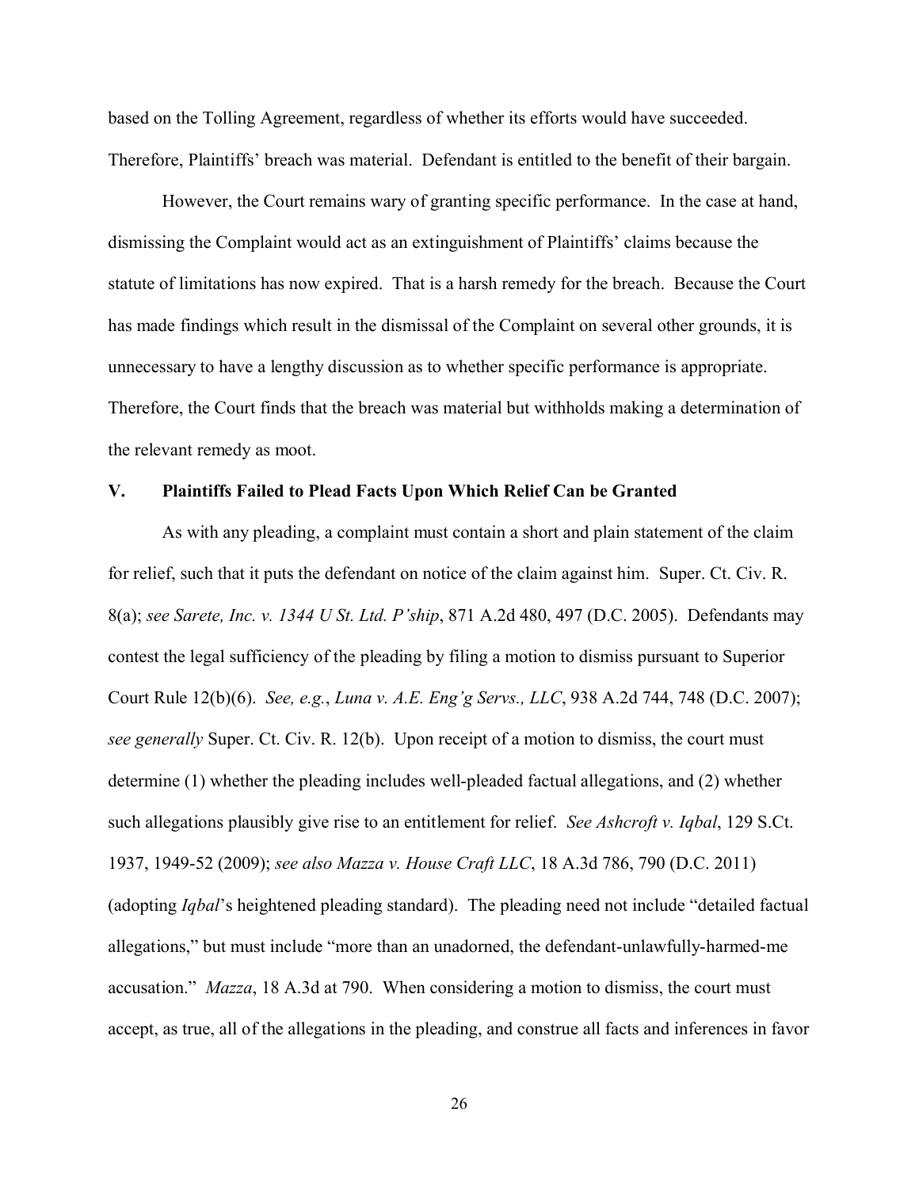based on the Tolling Agreement, regardless of whether its efforts would have succeeded. Therefore, Plaintiffs' breach was material. Defendant is entitled to the benefit of their bargain.

However, the Court remains wary of granting specific performance. In the case at hand, dismissing the Complaint would act as an extinguishment of Plaintiffs' claims because the statute of limitations has now expired. That is a harsh remedy for the breach. Because the Court has made findings which result in the dismissal of the Complaint on several other grounds, it is unnecessary to have a lengthy discussion as to whether specific performance is appropriate. Therefore, the Court finds that the breach was material but withholds making a determination of the relevant remedy as moot.

## V. Plaintiffs Failed to Plead Facts Upon Which Relief Can be Granted

As with any pleading, a complaint must contain a short and plain statement of the claim for relief, such that it puts the defendant on notice of the claim against him. Super. Ct. Civ. R. 8(a); *see Sarete, Inc. v. 1344 U St. Ltd. P'ship*, 871 A.2d 480, 497 (D.C. 2005). Defendants may contest the legal sufficiency of the pleading by filing a motion to dismiss pursuant to Superior Court Rule 12(b)(6). *See, e.g.*, *Luna v. A.E. Eng'g Servs., LLC*, 938 A.2d 744, 748 (D.C. 2007); *see generally* Super. Ct. Civ. R. 12(b). Upon receipt of a motion to dismiss, the court must determine (1) whether the pleading includes well-pleaded factual allegations, and (2) whether such allegations plausibly give rise to an entitlement for relief. *See Ashcroft v. Iqbal*, 129 S.Ct. 1937, 1949-52 (2009); *see also Mazza v. House Craft LLC*, 18 A.3d 786, 790 (D.C. 2011) (adopting *Iqbal*'s heightened pleading standard). The pleading need not include "detailed factual allegations," but must include "more than an unadorned, the defendant-unlawfully-harmed-me accusation." *Mazza*, 18 A.3d at 790. When considering a motion to dismiss, the court must accept, as true, all of the allegations in the pleading, and construe all facts and inferences in favor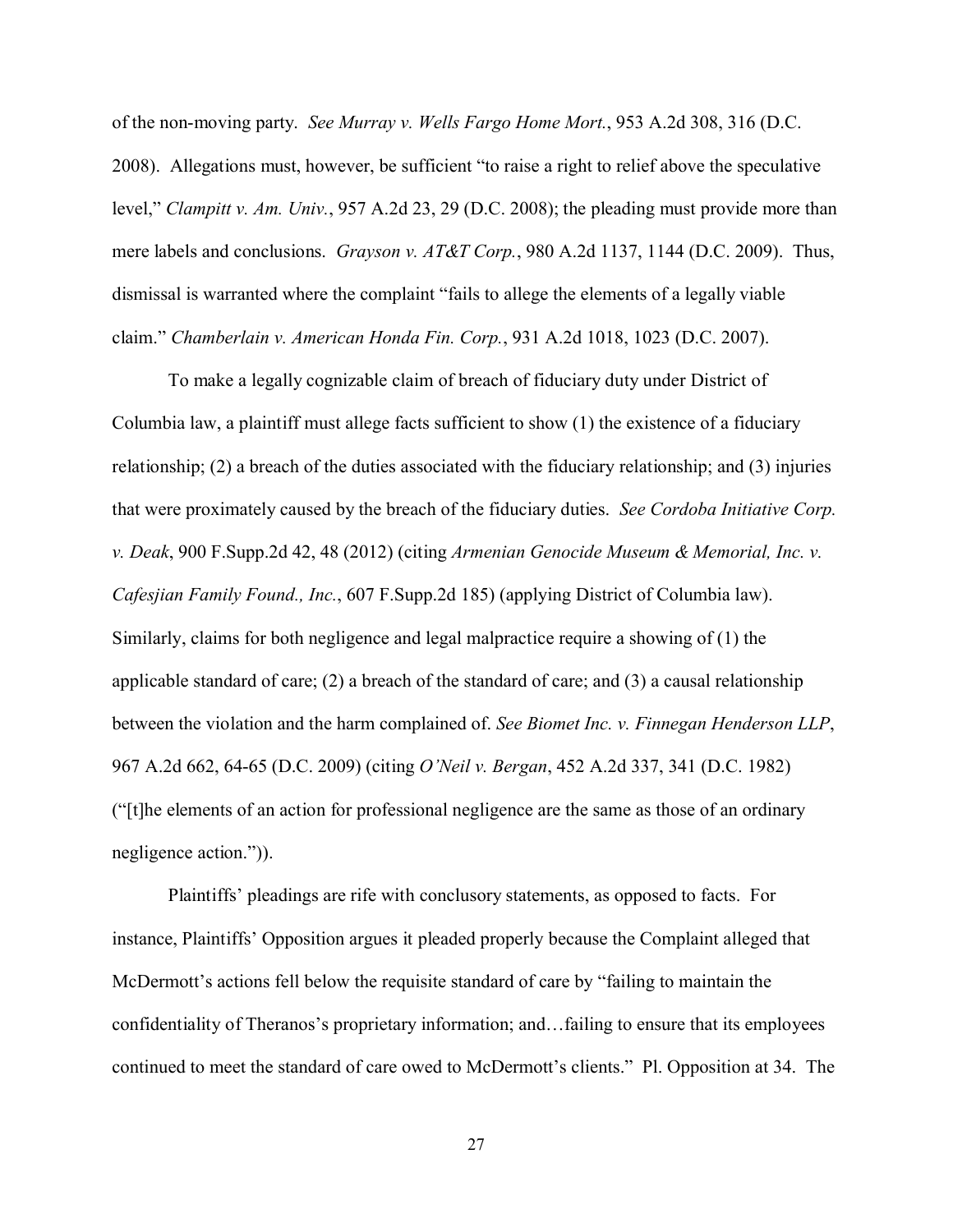of the non-moving party. *See Murray v. Wells Fargo Home Mort.*, 953 A.2d 308, 316 (D.C. 2008). Allegations must, however, be sufficient "to raise a right to relief above the speculative level," *Clampitt v. Am. Univ.*, 957 A.2d 23, 29 (D.C. 2008); the pleading must provide more than mere labels and conclusions. *Grayson v. AT&T Corp.*, 980 A.2d 1137, 1144 (D.C. 2009). Thus, dismissal is warranted where the complaint "fails to allege the elements of a legally viable claim." *Chamberlain v. American Honda Fin. Corp.*, 931 A.2d 1018, 1023 (D.C. 2007).

To make a legally cognizable claim of breach of fiduciary duty under District of Columbia law, a plaintiff must allege facts sufficient to show (1) the existence of a fiduciary relationship; (2) a breach of the duties associated with the fiduciary relationship; and (3) injuries that were proximately caused by the breach of the fiduciary duties. *See Cordoba Initiative Corp. v. Deak*, 900 F.Supp.2d 42, 48 (2012) (citing *Armenian Genocide Museum & Memorial, Inc. v. Cafesjian Family Found., Inc.*, 607 F.Supp.2d 185) (applying District of Columbia law). Similarly, claims for both negligence and legal malpractice require a showing of (1) the applicable standard of care; (2) a breach of the standard of care; and (3) a causal relationship between the violation and the harm complained of. *See Biomet Inc. v. Finnegan Henderson LLP*, 967 A.2d 662, 64-65 (D.C. 2009) (citing *O'Neil v. Bergan*, 452 A.2d 337, 341 (D.C. 1982) ("[t]he elements of an action for professional negligence are the same as those of an ordinary negligence action.")).

Plaintiffs' pleadings are rife with conclusory statements, as opposed to facts. For instance, Plaintiffs' Opposition argues it pleaded properly because the Complaint alleged that McDermott's actions fell below the requisite standard of care by "failing to maintain the confidentiality of Theranos's proprietary information; and…failing to ensure that its employees continued to meet the standard of care owed to McDermott's clients." Pl. Opposition at 34. The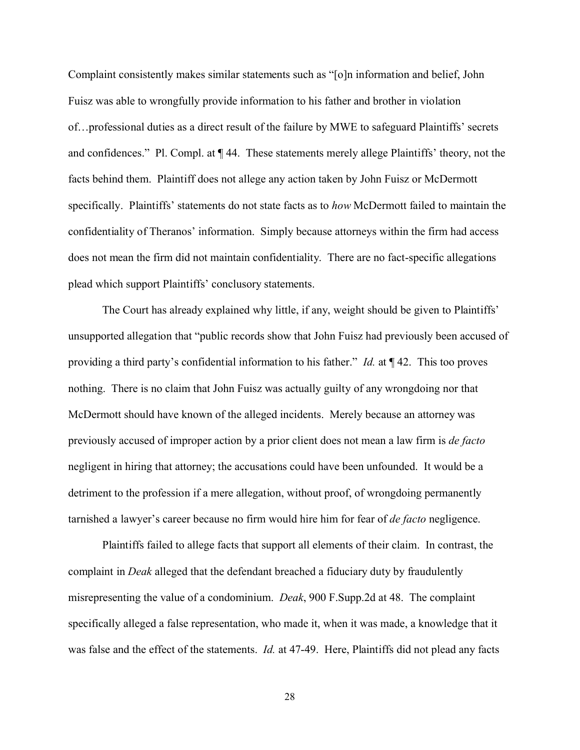Complaint consistently makes similar statements such as "[o]n information and belief, John Fuisz was able to wrongfully provide information to his father and brother in violation of…professional duties as a direct result of the failure by MWE to safeguard Plaintiffs' secrets and confidences." Pl. Compl. at ¶ 44. These statements merely allege Plaintiffs' theory, not the facts behind them. Plaintiff does not allege any action taken by John Fuisz or McDermott specifically. Plaintiffs' statements do not state facts as to *how* McDermott failed to maintain the confidentiality of Theranos' information. Simply because attorneys within the firm had access does not mean the firm did not maintain confidentiality. There are no fact-specific allegations plead which support Plaintiffs' conclusory statements.

The Court has already explained why little, if any, weight should be given to Plaintiffs' unsupported allegation that "public records show that John Fuisz had previously been accused of providing a third party's confidential information to his father." *Id.* at ¶ 42. This too proves nothing. There is no claim that John Fuisz was actually guilty of any wrongdoing nor that McDermott should have known of the alleged incidents. Merely because an attorney was previously accused of improper action by a prior client does not mean a law firm is *de facto* negligent in hiring that attorney; the accusations could have been unfounded. It would be a detriment to the profession if a mere allegation, without proof, of wrongdoing permanently tarnished a lawyer's career because no firm would hire him for fear of *de facto* negligence.

Plaintiffs failed to allege facts that support all elements of their claim. In contrast, the complaint in *Deak* alleged that the defendant breached a fiduciary duty by fraudulently misrepresenting the value of a condominium. *Deak*, 900 F.Supp.2d at 48. The complaint specifically alleged a false representation, who made it, when it was made, a knowledge that it was false and the effect of the statements. *Id.* at 47-49. Here, Plaintiffs did not plead any facts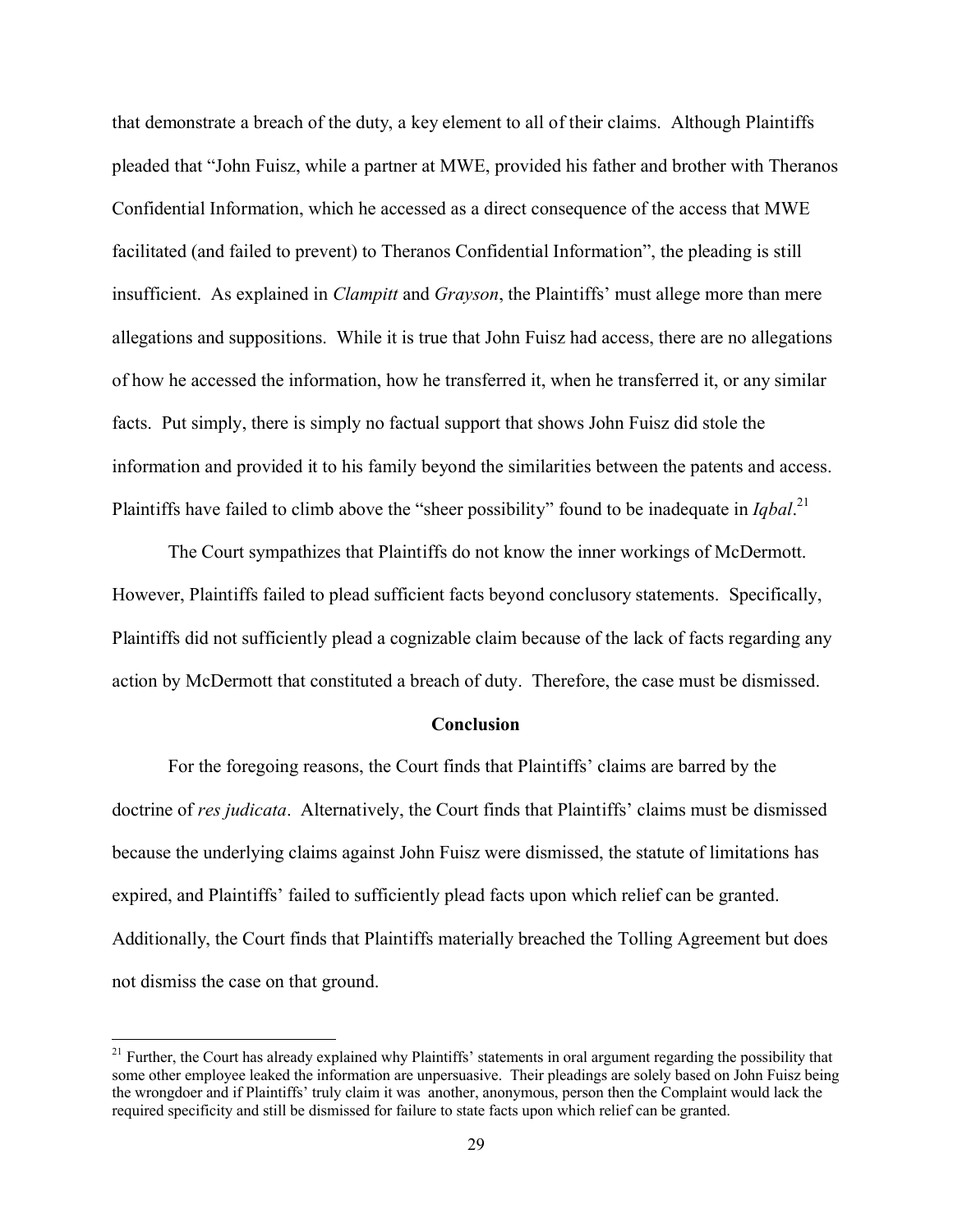that demonstrate a breach of the duty, a key element to all of their claims. Although Plaintiffs pleaded that "John Fuisz, while a partner at MWE, provided his father and brother with Theranos Confidential Information, which he accessed as a direct consequence of the access that MWE facilitated (and failed to prevent) to Theranos Confidential Information", the pleading is still insufficient. As explained in *Clampitt* and *Grayson*, the Plaintiffs' must allege more than mere allegations and suppositions. While it is true that John Fuisz had access, there are no allegations of how he accessed the information, how he transferred it, when he transferred it, or any similar facts. Put simply, there is simply no factual support that shows John Fuisz did stole the information and provided it to his family beyond the similarities between the patents and access. Plaintiffs have failed to climb above the "sheer possibility" found to be inadequate in *Iqbal*.[21]

The Court sympathizes that Plaintiffs do not know the inner workings of McDermott. However, Plaintiffs failed to plead sufficient facts beyond conclusory statements. Specifically, Plaintiffs did not sufficiently plead a cognizable claim because of the lack of facts regarding any action by McDermott that constituted a breach of duty. Therefore, the case must be dismissed.

## Conclusion

For the foregoing reasons, the Court finds that Plaintiffs' claims are barred by the doctrine of *res judicata*. Alternatively, the Court finds that Plaintiffs' claims must be dismissed because the underlying claims against John Fuisz were dismissed, the statute of limitations has expired, and Plaintiffs' failed to sufficiently plead facts upon which relief can be granted. Additionally, the Court finds that Plaintiffs materially breached the Tolling Agreement but does not dismiss the case on that ground.

---

[21] Further, the Court has already explained why Plaintiffs' statements in oral argument regarding the possibility that some other employee leaked the information are unpersuasive. Their pleadings are solely based on John Fuisz being the wrongdoer and if Plaintiffs' truly claim it was another, anonymous, person then the Complaint would lack the required specificity and still be dismissed for failure to state facts upon which relief can be granted.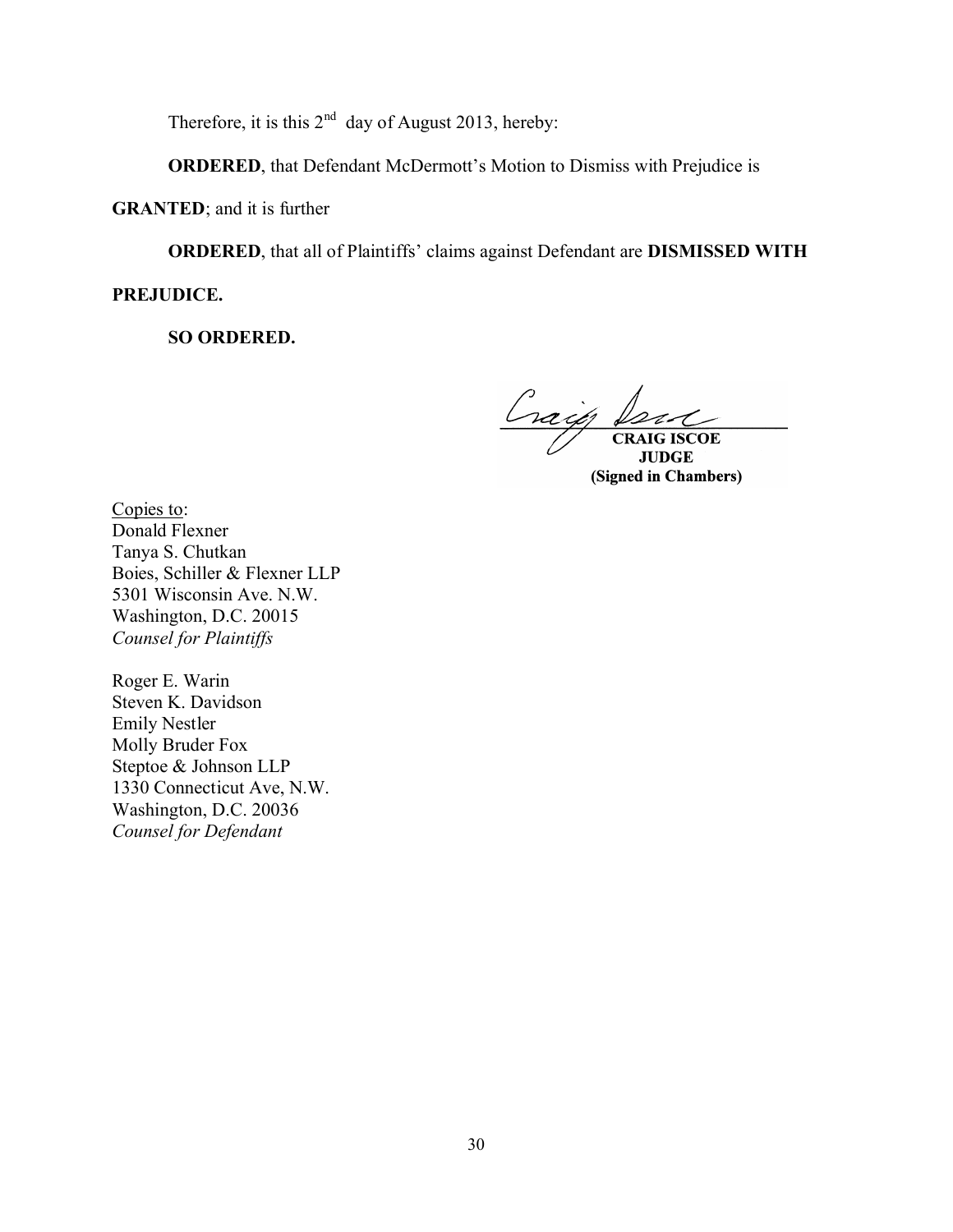Therefore, it is this 2nd day of August 2013, hereby:

**ORDERED**, that Defendant McDermott's Motion to Dismiss with Prejudice is **GRANTED**; and it is further

**ORDERED**, that all of Plaintiffs' claims against Defendant are **DISMISSED WITH PREJUDICE.**

**SO ORDERED.**

**CRAIG ISCOE**
**JUDGE**
**(Signed in Chambers)**

Copies to:
Donald Flexner
Tanya S. Chutkan
Boies, Schiller & Flexner LLP
5301 Wisconsin Ave. N.W.
Washington, D.C. 20015
*Counsel for Plaintiffs*

Roger E. Warin
Steven K. Davidson
Emily Nestler
Molly Bruder Fox
Steptoe & Johnson LLP
1330 Connecticut Ave, N.W.
Washington, D.C. 20036
*Counsel for Defendant*